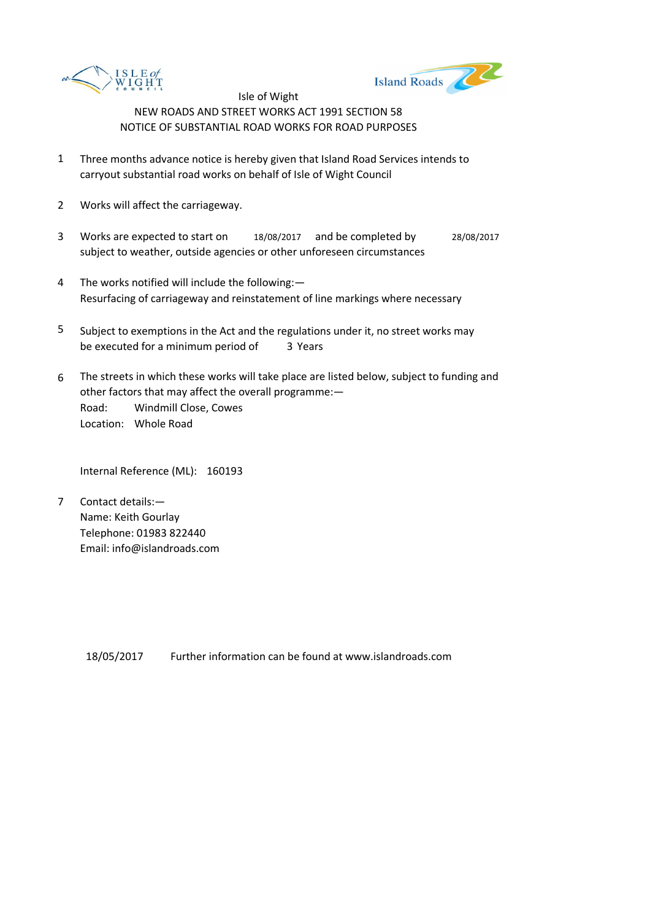Isle of Wight

NEW ROADS AND STREET WORKS ACT 1991 SECTION 58

NOTICE OF SUBSTANTIAL ROAD WORKS FOR ROAD PURPOSES

1 Three months advance notice is hereby given that Island Road Services intends to carryout substantial road works on behalf of Isle of Wight Council

2 Works will affect the carriageway.

3 Works are expected to start on 18/08/2017 and be completed by 28/08/2017 subject to weather, outside agencies or other unforeseen circumstances

4 The works notified will include the following:—
Resurfacing of carriageway and reinstatement of line markings where necessary

5 Subject to exemptions in the Act and the regulations under it, no street works may be executed for a minimum period of 3 Years

6 The streets in which these works will take place are listed below, subject to funding and other factors that may affect the overall programme:—
Road: Windmill Close, Cowes
Location: Whole Road

Internal Reference (ML): 160193

7 Contact details:—
Name: Keith Gourlay
Telephone: 01983 822440
Email: info@islandroads.com

18/05/2017 Further information can be found at www.islandroads.com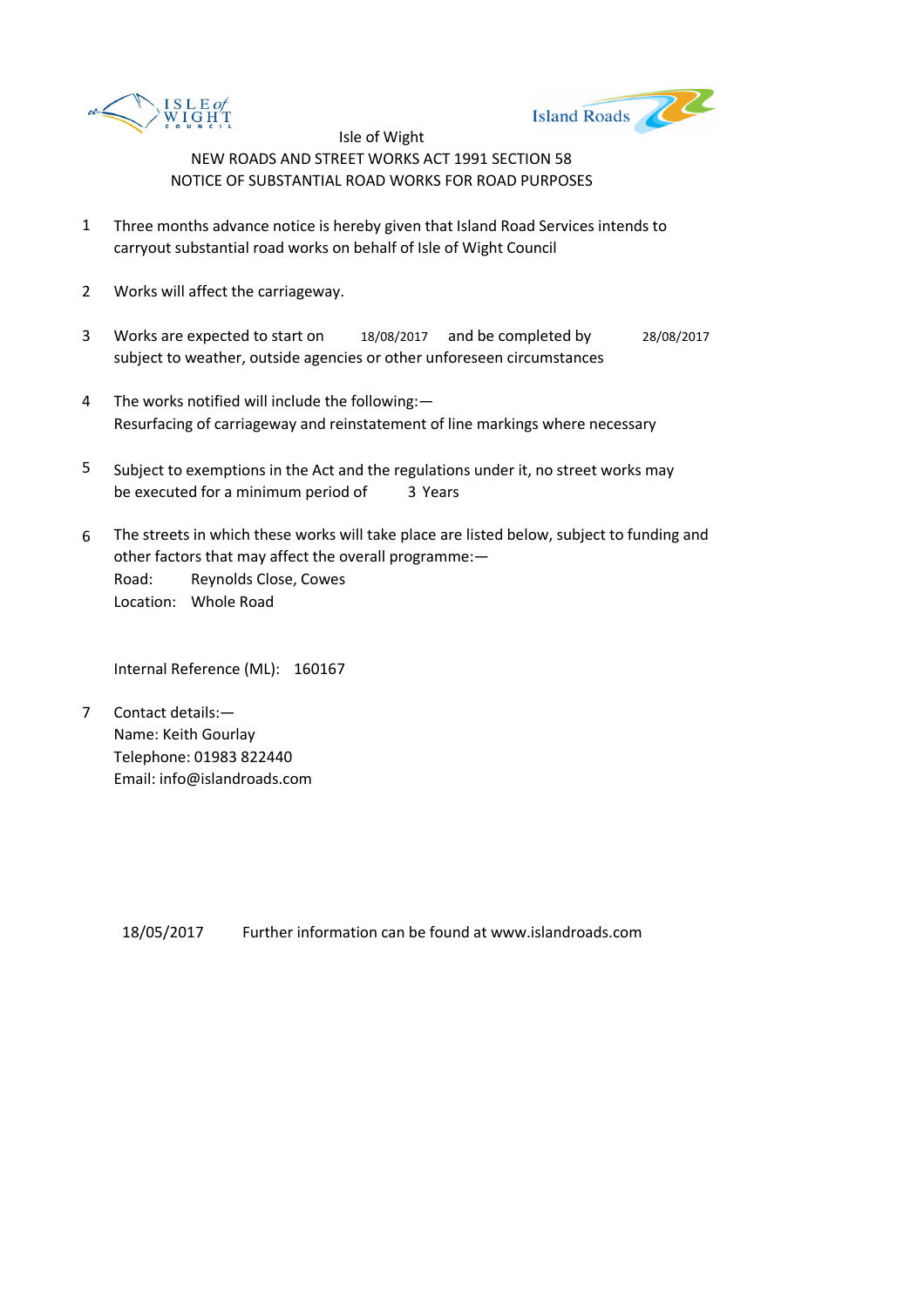Isle of Wight

NEW ROADS AND STREET WORKS ACT 1991 SECTION 58

NOTICE OF SUBSTANTIAL ROAD WORKS FOR ROAD PURPOSES

1. Three months advance notice is hereby given that Island Road Services intends to carryout substantial road works on behalf of Isle of Wight Council

2. Works will affect the carriageway.

3. Works are expected to start on 18/08/2017 and be completed by 28/08/2017 subject to weather, outside agencies or other unforeseen circumstances

4. The works notified will include the following:—
   Resurfacing of carriageway and reinstatement of line markings where necessary

5. Subject to exemptions in the Act and the regulations under it, no street works may be executed for a minimum period of 3 Years

6. The streets in which these works will take place are listed below, subject to funding and other factors that may affect the overall programme:—
   Road: Reynolds Close, Cowes
   Location: Whole Road

   Internal Reference (ML): 160167

7. Contact details:—
   Name: Keith Gourlay
   Telephone: 01983 822440
   Email: info@islandroads.com

18/05/2017 Further information can be found at www.islandroads.com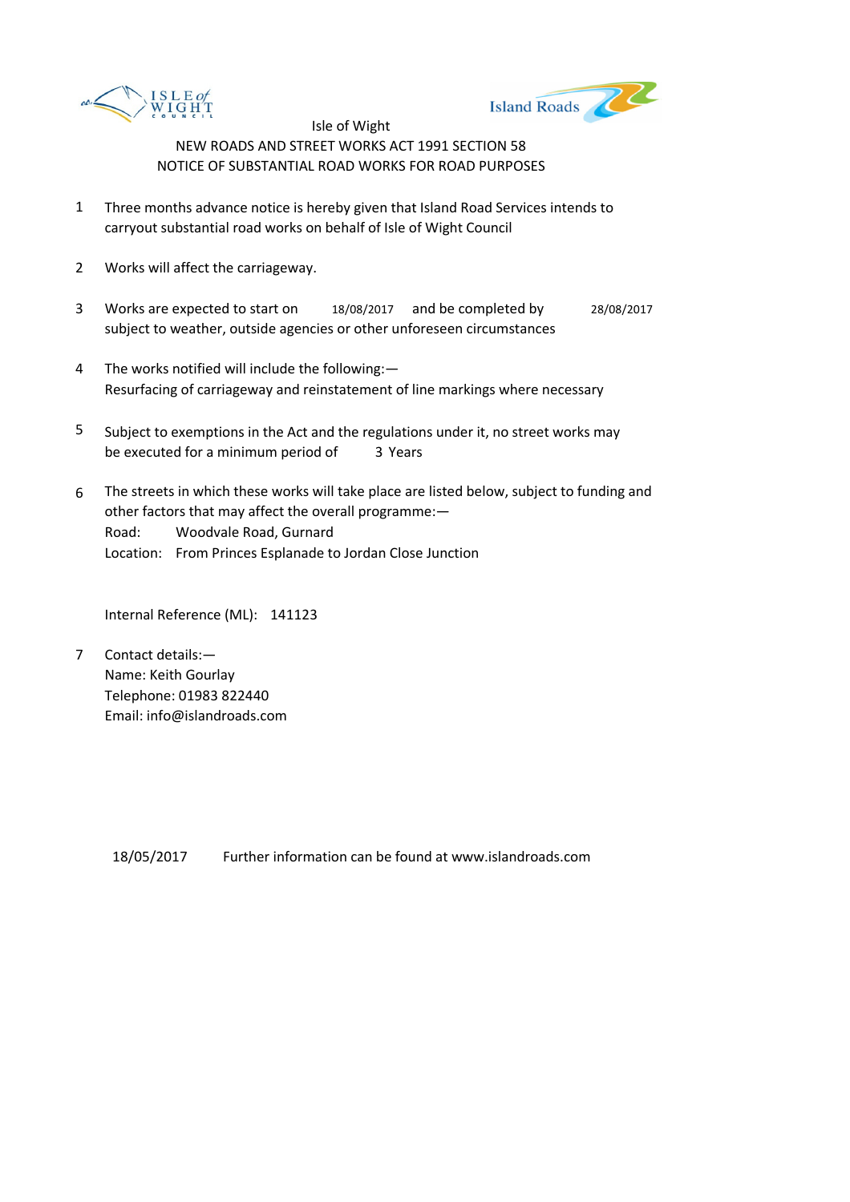Isle of Wight

NEW ROADS AND STREET WORKS ACT 1991 SECTION 58

NOTICE OF SUBSTANTIAL ROAD WORKS FOR ROAD PURPOSES

1. Three months advance notice is hereby given that Island Road Services intends to carryout substantial road works on behalf of Isle of Wight Council

2. Works will affect the carriageway.

3. Works are expected to start on 18/08/2017 and be completed by 28/08/2017 subject to weather, outside agencies or other unforeseen circumstances

4. The works notified will include the following:—
   Resurfacing of carriageway and reinstatement of line markings where necessary

5. Subject to exemptions in the Act and the regulations under it, no street works may be executed for a minimum period of 3 Years

6. The streets in which these works will take place are listed below, subject to funding and other factors that may affect the overall programme:—
   Road: Woodvale Road, Gurnard
   Location: From Princes Esplanade to Jordan Close Junction

   Internal Reference (ML): 141123

7. Contact details:—
   Name: Keith Gourlay
   Telephone: 01983 822440
   Email: info@islandroads.com

18/05/2017 Further information can be found at www.islandroads.com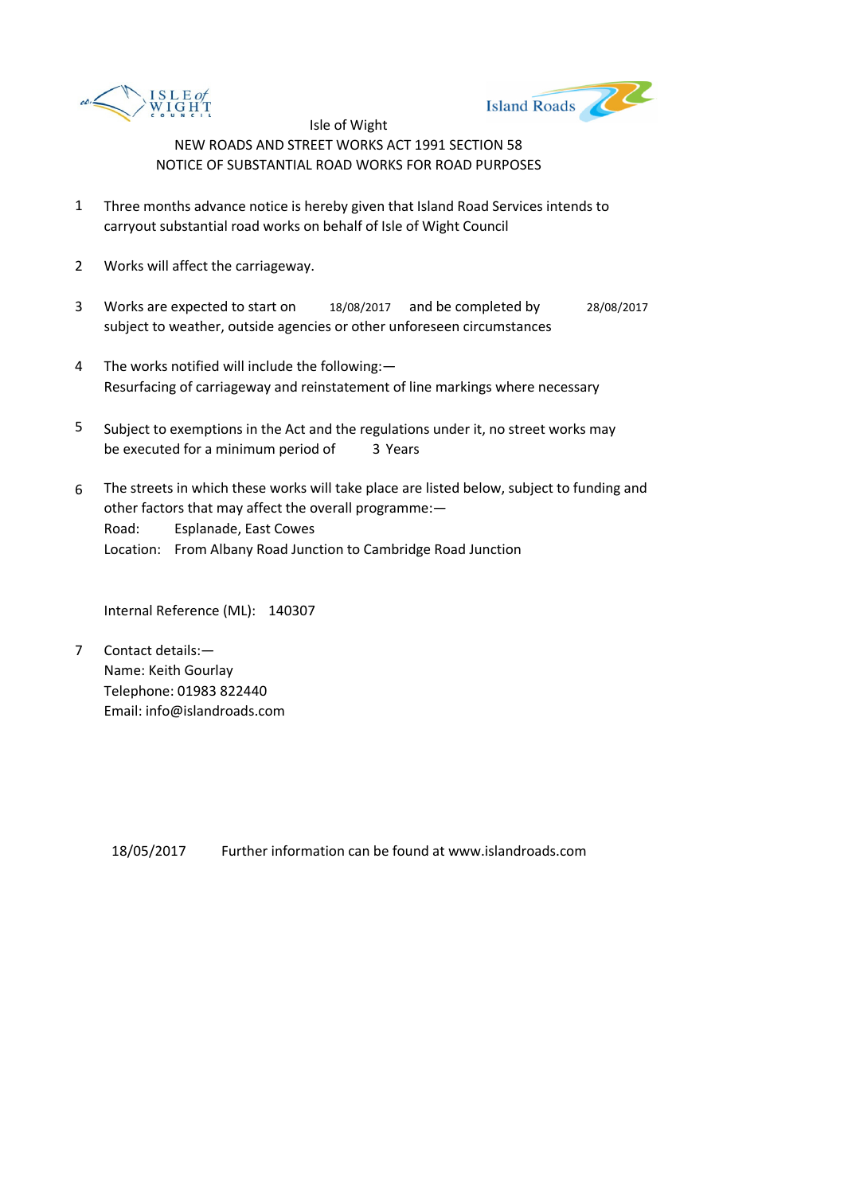Isle of Wight

NEW ROADS AND STREET WORKS ACT 1991 SECTION 58

NOTICE OF SUBSTANTIAL ROAD WORKS FOR ROAD PURPOSES

1. Three months advance notice is hereby given that Island Road Services intends to carryout substantial road works on behalf of Isle of Wight Council

2. Works will affect the carriageway.

3. Works are expected to start on 18/08/2017 and be completed by 28/08/2017 subject to weather, outside agencies or other unforeseen circumstances

4. The works notified will include the following:—
   Resurfacing of carriageway and reinstatement of line markings where necessary

5. Subject to exemptions in the Act and the regulations under it, no street works may be executed for a minimum period of 3 Years

6. The streets in which these works will take place are listed below, subject to funding and other factors that may affect the overall programme:—
   Road: Esplanade, East Cowes
   Location: From Albany Road Junction to Cambridge Road Junction

   Internal Reference (ML): 140307

7. Contact details:—
   Name: Keith Gourlay
   Telephone: 01983 822440
   Email: info@islandroads.com

18/05/2017 Further information can be found at www.islandroads.com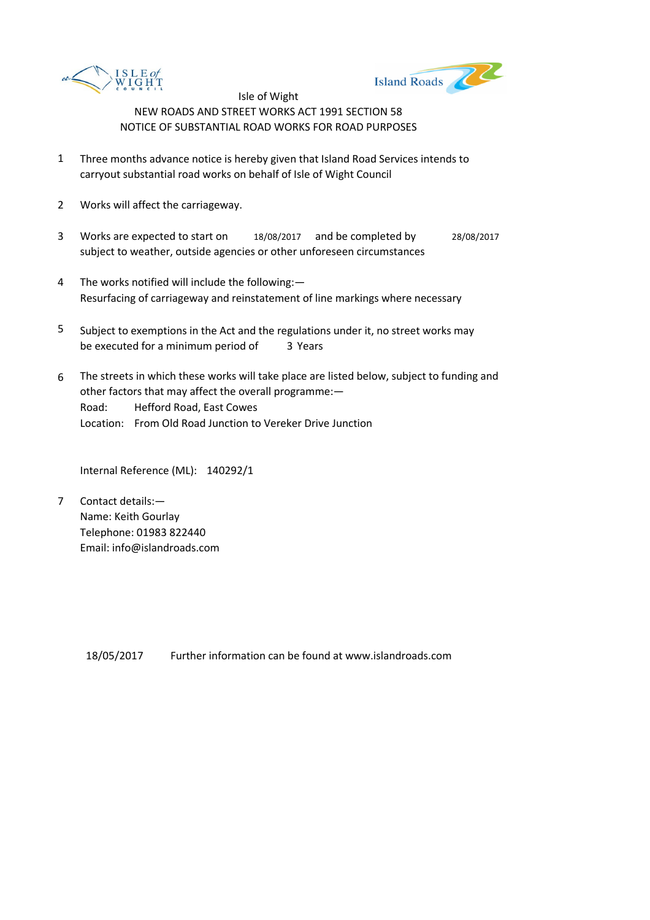Isle of Wight

NEW ROADS AND STREET WORKS ACT 1991 SECTION 58

NOTICE OF SUBSTANTIAL ROAD WORKS FOR ROAD PURPOSES

1. Three months advance notice is hereby given that Island Road Services intends to carryout substantial road works on behalf of Isle of Wight Council

2. Works will affect the carriageway.

3. Works are expected to start on 18/08/2017 and be completed by 28/08/2017 subject to weather, outside agencies or other unforeseen circumstances

4. The works notified will include the following:— Resurfacing of carriageway and reinstatement of line markings where necessary

5. Subject to exemptions in the Act and the regulations under it, no street works may be executed for a minimum period of 3 Years

6. The streets in which these works will take place are listed below, subject to funding and other factors that may affect the overall programme:—
   Road: Hefford Road, East Cowes
   Location: From Old Road Junction to Vereker Drive Junction

   Internal Reference (ML): 140292/1

7. Contact details:—
   Name: Keith Gourlay
   Telephone: 01983 822440
   Email: info@islandroads.com

18/05/2017 Further information can be found at www.islandroads.com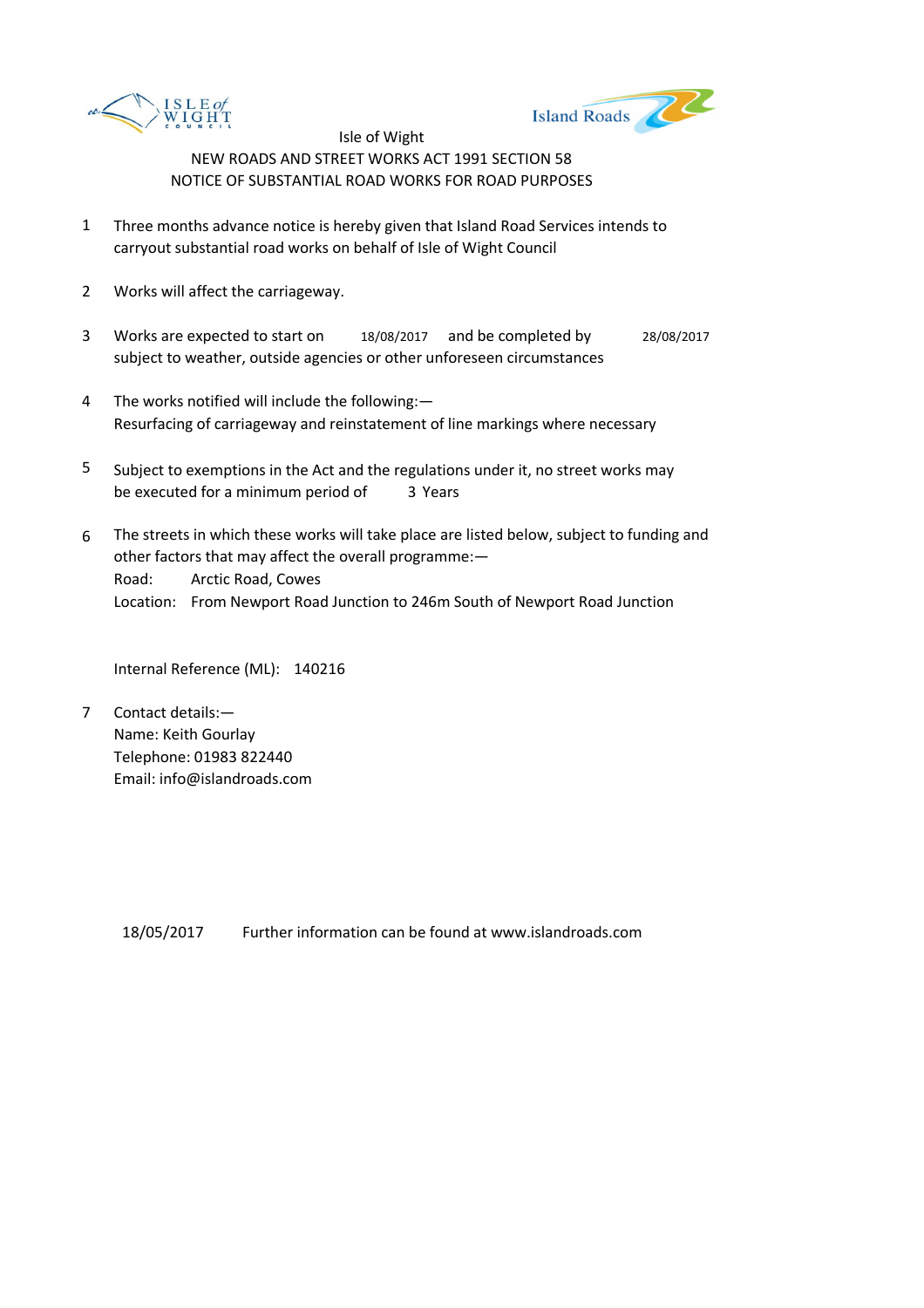ISLE of WIGHT COUNCIL

Island Roads

Isle of Wight

NEW ROADS AND STREET WORKS ACT 1991 SECTION 58

NOTICE OF SUBSTANTIAL ROAD WORKS FOR ROAD PURPOSES

1. Three months advance notice is hereby given that Island Road Services intends to carryout substantial road works on behalf of Isle of Wight Council

2. Works will affect the carriageway.

3. Works are expected to start on 18/08/2017 and be completed by 28/08/2017 subject to weather, outside agencies or other unforeseen circumstances

4. The works notified will include the following:—
   Resurfacing of carriageway and reinstatement of line markings where necessary

5. Subject to exemptions in the Act and the regulations under it, no street works may be executed for a minimum period of 3 Years

6. The streets in which these works will take place are listed below, subject to funding and other factors that may affect the overall programme:—
   Road: Arctic Road, Cowes
   Location: From Newport Road Junction to 246m South of Newport Road Junction

   Internal Reference (ML): 140216

7. Contact details:—
   Name: Keith Gourlay
   Telephone: 01983 822440
   Email: info@islandroads.com

18/05/2017 Further information can be found at www.islandroads.com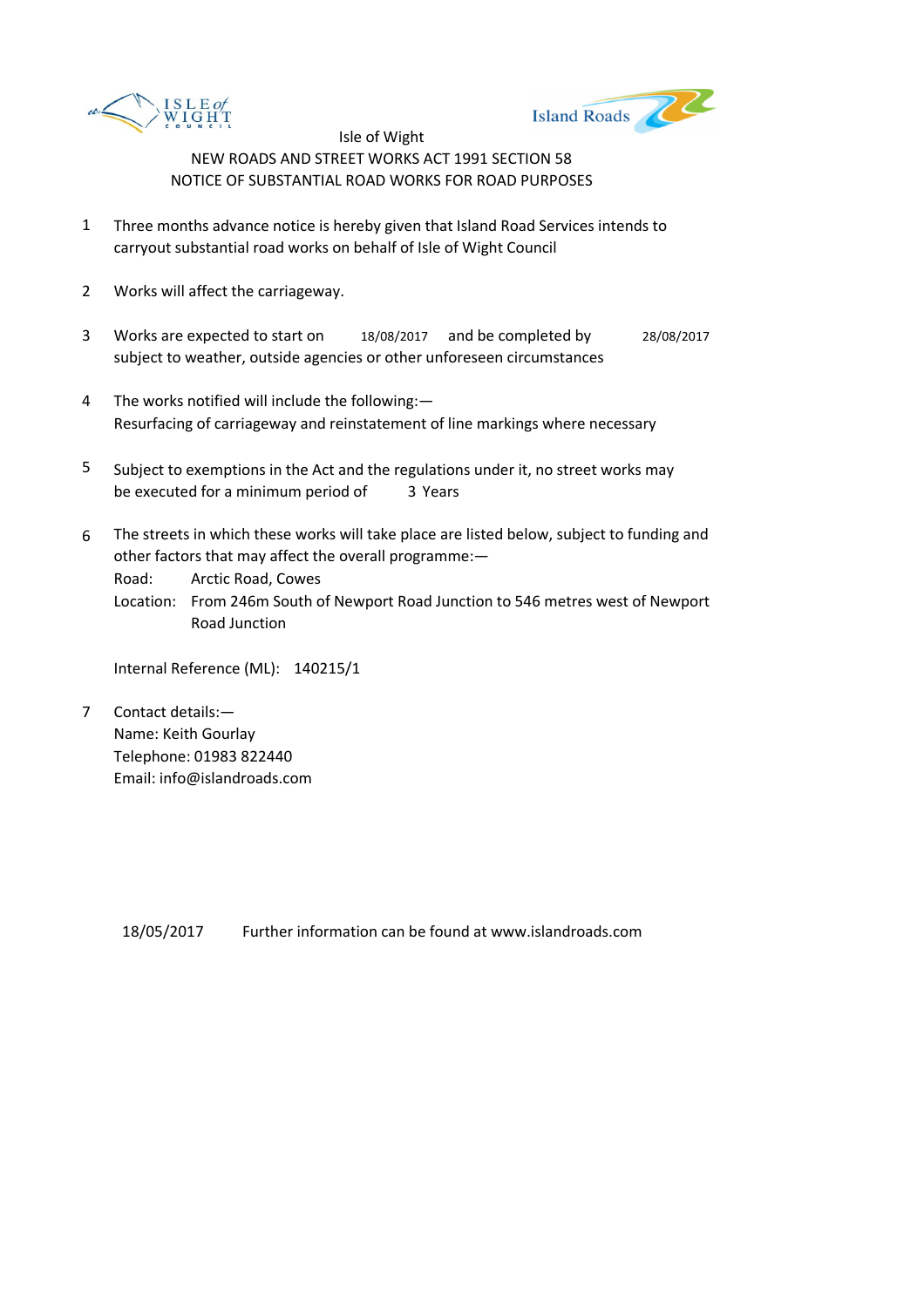Isle of Wight

NEW ROADS AND STREET WORKS ACT 1991 SECTION 58

NOTICE OF SUBSTANTIAL ROAD WORKS FOR ROAD PURPOSES

1. Three months advance notice is hereby given that Island Road Services intends to carryout substantial road works on behalf of Isle of Wight Council

2. Works will affect the carriageway.

3. Works are expected to start on 18/08/2017 and be completed by 28/08/2017 subject to weather, outside agencies or other unforeseen circumstances

4. The works notified will include the following:—
   Resurfacing of carriageway and reinstatement of line markings where necessary

5. Subject to exemptions in the Act and the regulations under it, no street works may be executed for a minimum period of 3 Years

6. The streets in which these works will take place are listed below, subject to funding and other factors that may affect the overall programme:—
   Road: Arctic Road, Cowes
   Location: From 246m South of Newport Road Junction to 546 metres west of Newport Road Junction

   Internal Reference (ML): 140215/1

7. Contact details:—
   Name: Keith Gourlay
   Telephone: 01983 822440
   Email: info@islandroads.com

18/05/2017 Further information can be found at www.islandroads.com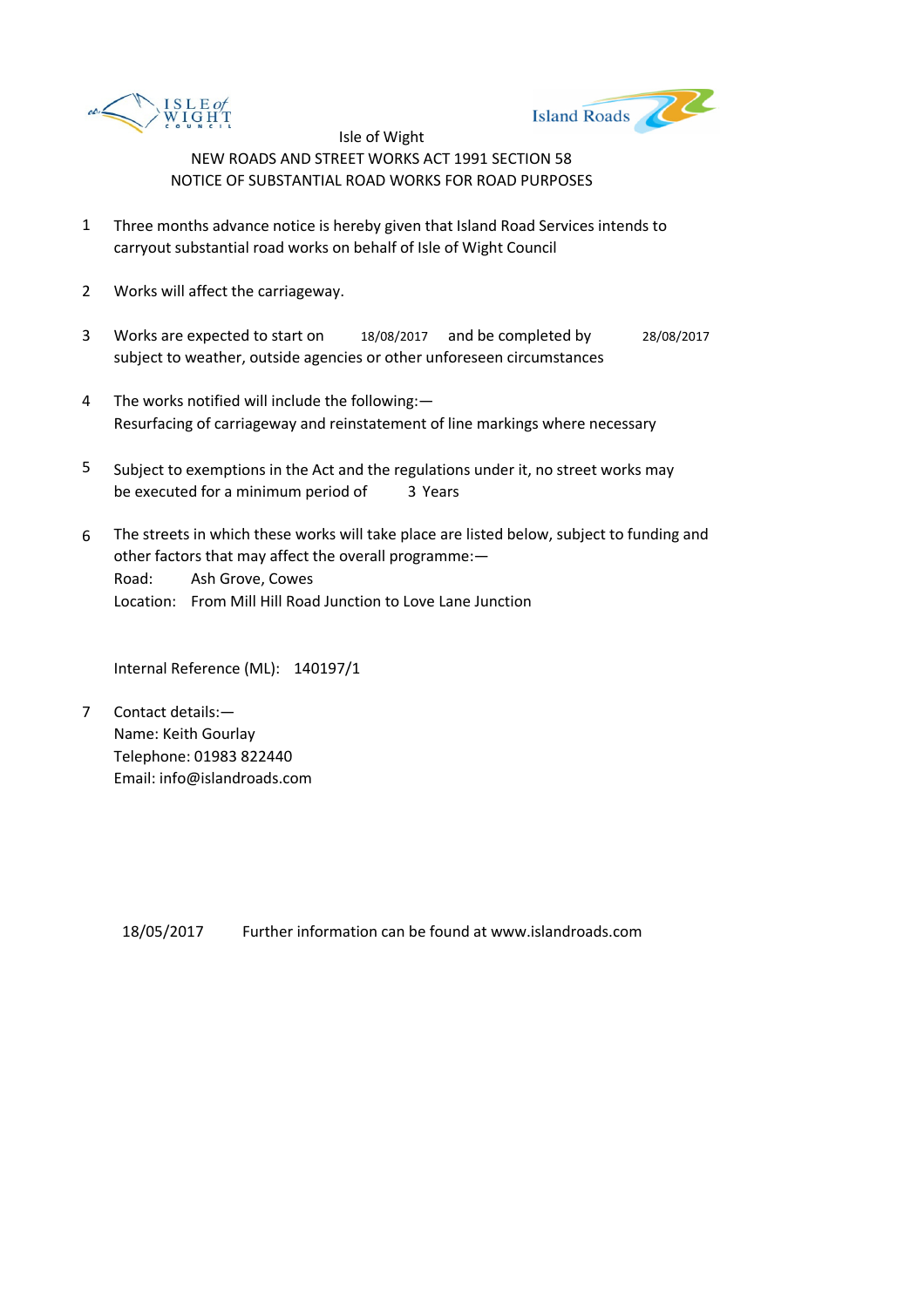Isle of Wight

NEW ROADS AND STREET WORKS ACT 1991 SECTION 58

NOTICE OF SUBSTANTIAL ROAD WORKS FOR ROAD PURPOSES

1. Three months advance notice is hereby given that Island Road Services intends to carryout substantial road works on behalf of Isle of Wight Council

2. Works will affect the carriageway.

3. Works are expected to start on 18/08/2017 and be completed by 28/08/2017 subject to weather, outside agencies or other unforeseen circumstances

4. The works notified will include the following:—
   Resurfacing of carriageway and reinstatement of line markings where necessary

5. Subject to exemptions in the Act and the regulations under it, no street works may be executed for a minimum period of 3 Years

6. The streets in which these works will take place are listed below, subject to funding and other factors that may affect the overall programme:—
   Road: Ash Grove, Cowes
   Location: From Mill Hill Road Junction to Love Lane Junction

   Internal Reference (ML): 140197/1

7. Contact details:—
   Name: Keith Gourlay
   Telephone: 01983 822440
   Email: info@islandroads.com

18/05/2017 Further information can be found at www.islandroads.com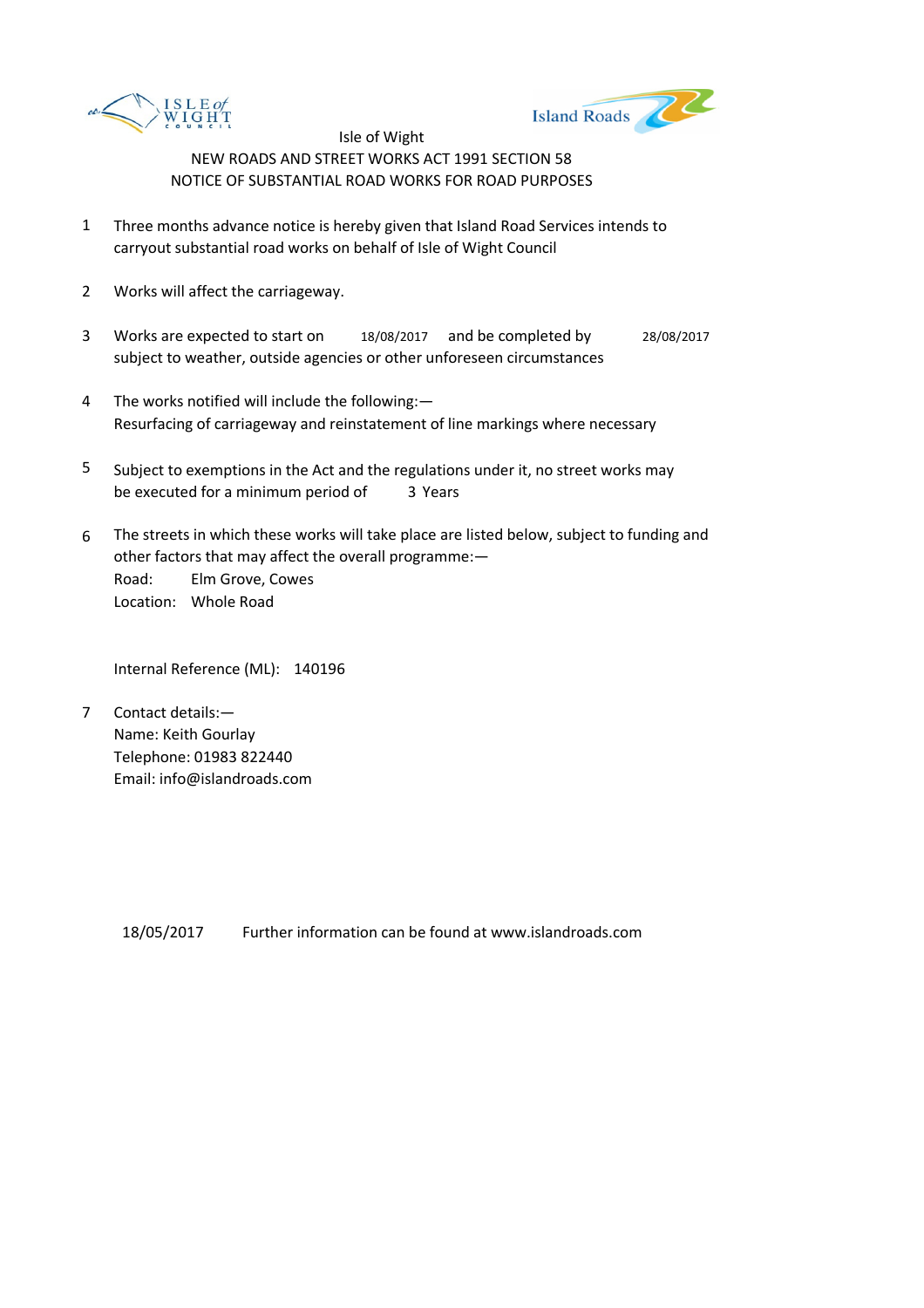Isle of Wight

NEW ROADS AND STREET WORKS ACT 1991 SECTION 58

NOTICE OF SUBSTANTIAL ROAD WORKS FOR ROAD PURPOSES

1. Three months advance notice is hereby given that Island Road Services intends to carryout substantial road works on behalf of Isle of Wight Council

2. Works will affect the carriageway.

3. Works are expected to start on 18/08/2017 and be completed by 28/08/2017 subject to weather, outside agencies or other unforeseen circumstances

4. The works notified will include the following:—
   Resurfacing of carriageway and reinstatement of line markings where necessary

5. Subject to exemptions in the Act and the regulations under it, no street works may be executed for a minimum period of 3 Years

6. The streets in which these works will take place are listed below, subject to funding and other factors that may affect the overall programme:—
   Road: Elm Grove, Cowes
   Location: Whole Road

   Internal Reference (ML): 140196

7. Contact details:—
   Name: Keith Gourlay
   Telephone: 01983 822440
   Email: info@islandroads.com

18/05/2017 Further information can be found at www.islandroads.com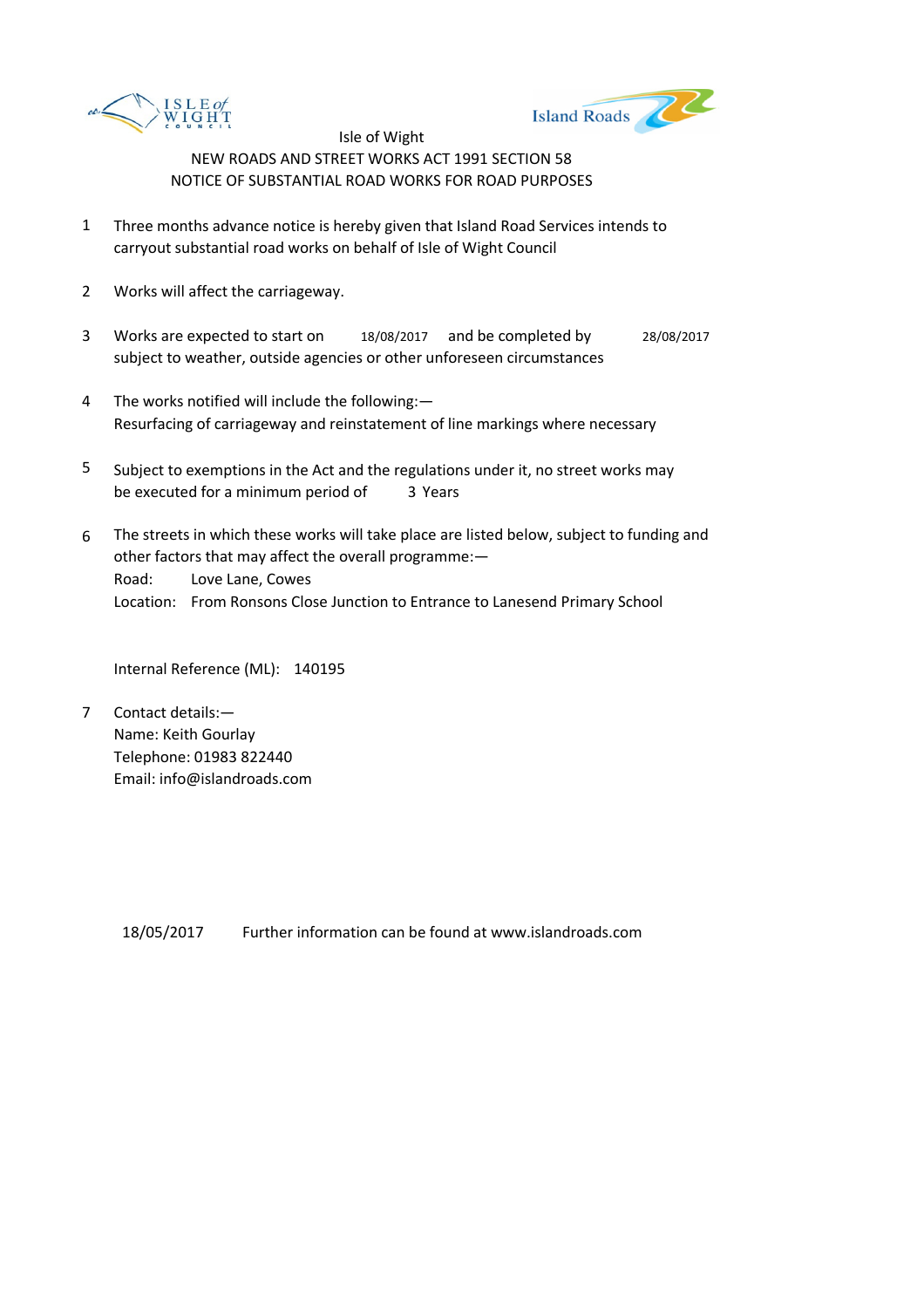Isle of Wight

NEW ROADS AND STREET WORKS ACT 1991 SECTION 58

NOTICE OF SUBSTANTIAL ROAD WORKS FOR ROAD PURPOSES

1. Three months advance notice is hereby given that Island Road Services intends to carryout substantial road works on behalf of Isle of Wight Council

2. Works will affect the carriageway.

3. Works are expected to start on 18/08/2017 and be completed by 28/08/2017 subject to weather, outside agencies or other unforeseen circumstances

4. The works notified will include the following:—
   Resurfacing of carriageway and reinstatement of line markings where necessary

5. Subject to exemptions in the Act and the regulations under it, no street works may be executed for a minimum period of 3 Years

6. The streets in which these works will take place are listed below, subject to funding and other factors that may affect the overall programme:—
   Road: Love Lane, Cowes
   Location: From Ronsons Close Junction to Entrance to Lanesend Primary School

   Internal Reference (ML): 140195

7. Contact details:—
   Name: Keith Gourlay
   Telephone: 01983 822440
   Email: info@islandroads.com

18/05/2017 Further information can be found at www.islandroads.com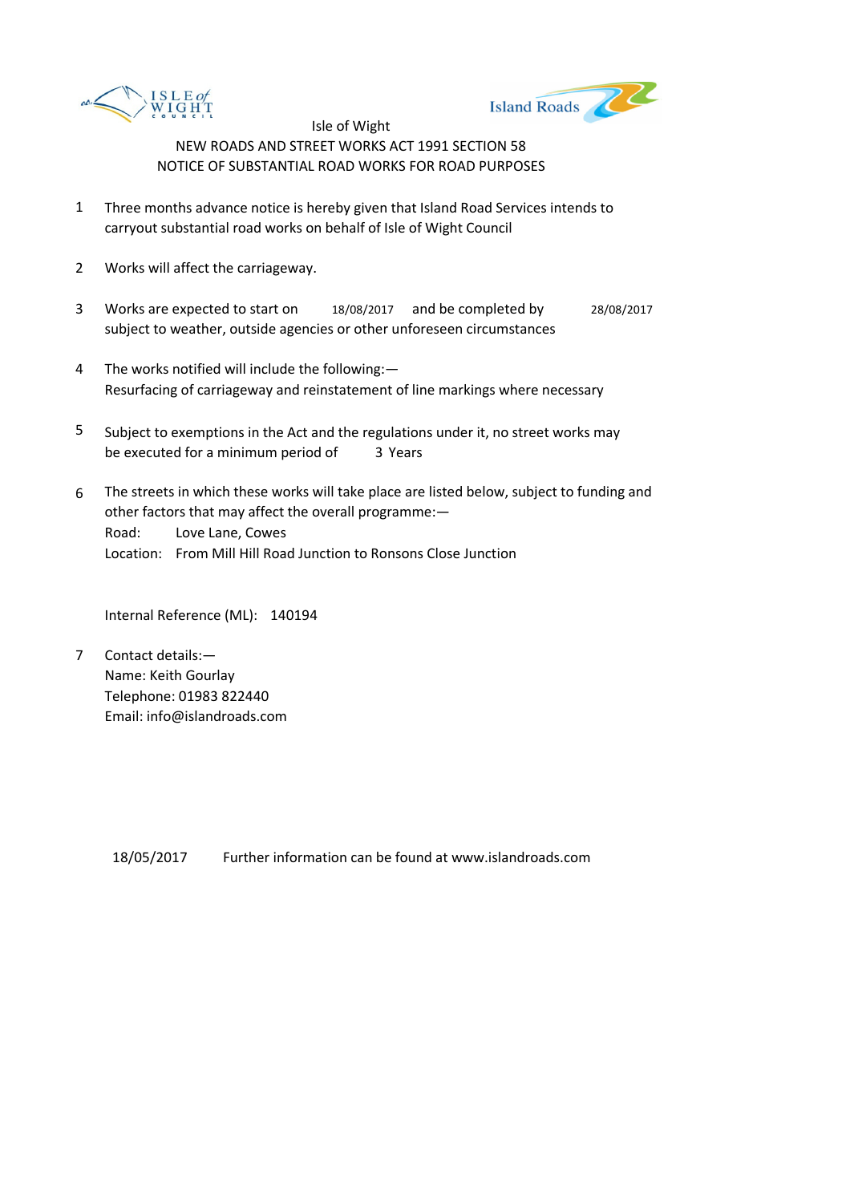Isle of Wight

NEW ROADS AND STREET WORKS ACT 1991 SECTION 58

NOTICE OF SUBSTANTIAL ROAD WORKS FOR ROAD PURPOSES

1. Three months advance notice is hereby given that Island Road Services intends to carryout substantial road works on behalf of Isle of Wight Council

2. Works will affect the carriageway.

3. Works are expected to start on 18/08/2017 and be completed by 28/08/2017 subject to weather, outside agencies or other unforeseen circumstances

4. The works notified will include the following:—
   Resurfacing of carriageway and reinstatement of line markings where necessary

5. Subject to exemptions in the Act and the regulations under it, no street works may be executed for a minimum period of 3 Years

6. The streets in which these works will take place are listed below, subject to funding and other factors that may affect the overall programme:—
   Road: Love Lane, Cowes
   Location: From Mill Hill Road Junction to Ronsons Close Junction

   Internal Reference (ML): 140194

7. Contact details:—
   Name: Keith Gourlay
   Telephone: 01983 822440
   Email: info@islandroads.com

18/05/2017 Further information can be found at www.islandroads.com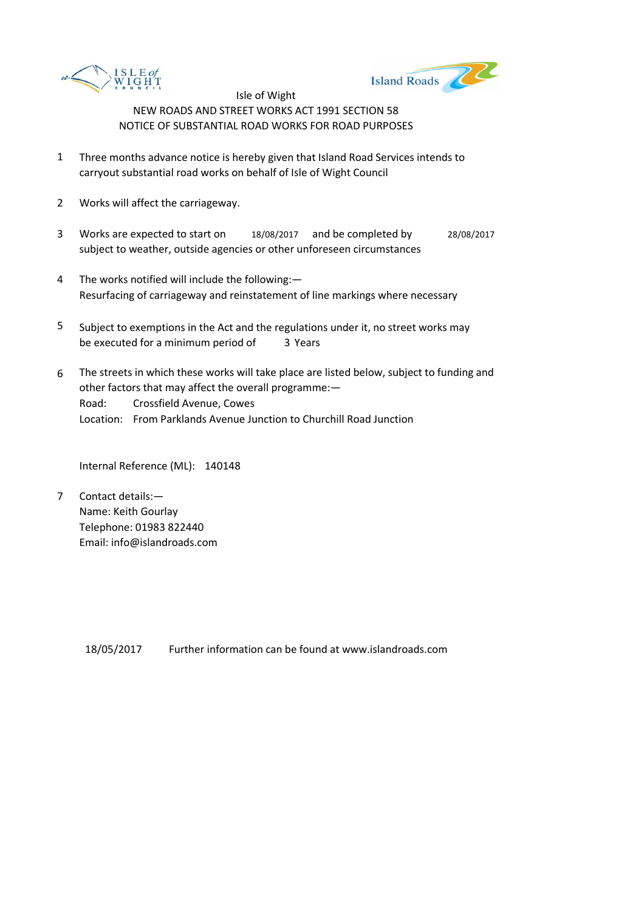Isle of Wight

NEW ROADS AND STREET WORKS ACT 1991 SECTION 58

NOTICE OF SUBSTANTIAL ROAD WORKS FOR ROAD PURPOSES

1. Three months advance notice is hereby given that Island Road Services intends to carryout substantial road works on behalf of Isle of Wight Council

2. Works will affect the carriageway.

3. Works are expected to start on 18/08/2017 and be completed by 28/08/2017 subject to weather, outside agencies or other unforeseen circumstances

4. The works notified will include the following:—
   Resurfacing of carriageway and reinstatement of line markings where necessary

5. Subject to exemptions in the Act and the regulations under it, no street works may be executed for a minimum period of 3 Years

6. The streets in which these works will take place are listed below, subject to funding and other factors that may affect the overall programme:—
   Road: Crossfield Avenue, Cowes
   Location: From Parklands Avenue Junction to Churchill Road Junction

   Internal Reference (ML): 140148

7. Contact details:—
   Name: Keith Gourlay
   Telephone: 01983 822440
   Email: info@islandroads.com

18/05/2017 Further information can be found at www.islandroads.com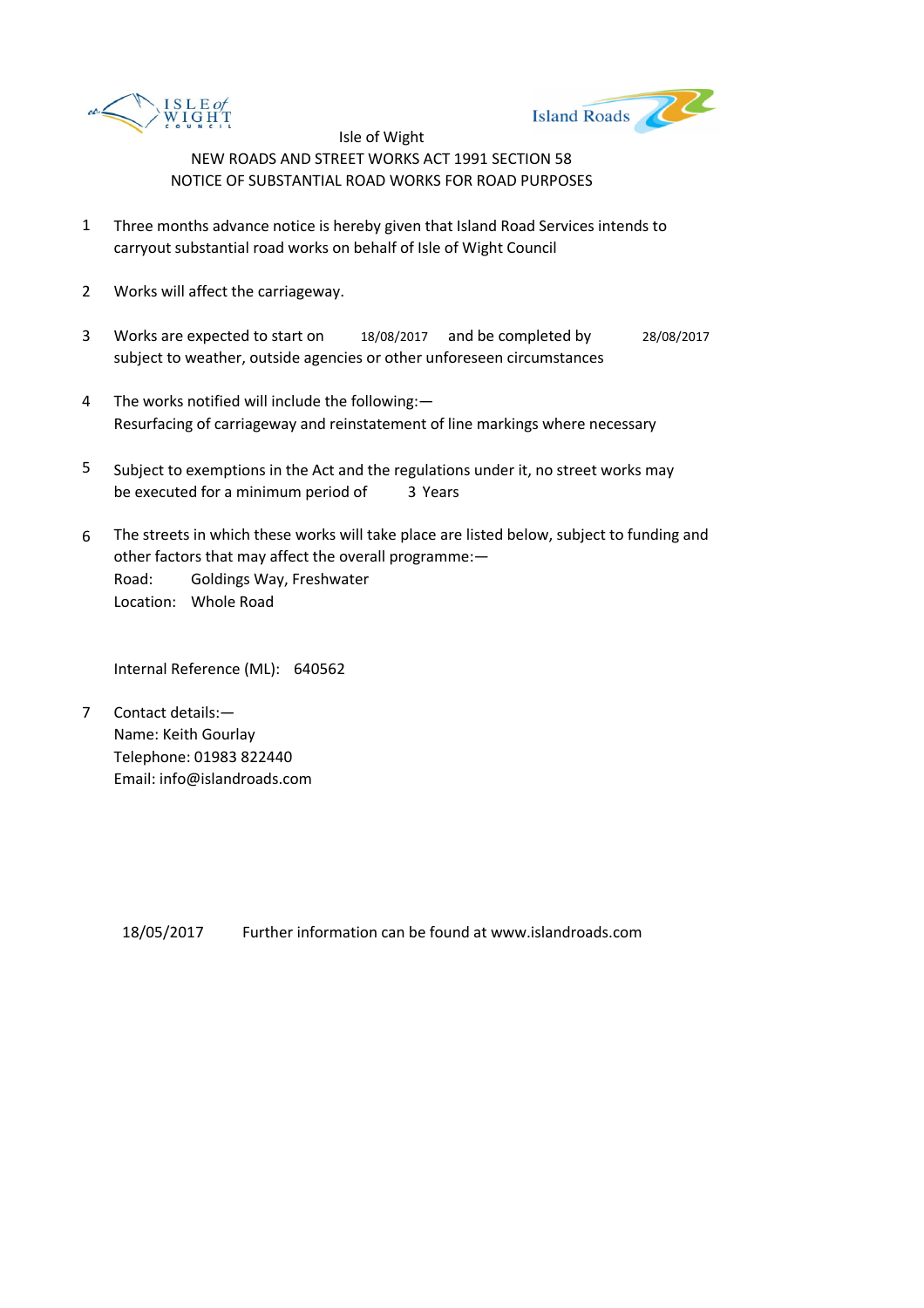Isle of Wight

NEW ROADS AND STREET WORKS ACT 1991 SECTION 58

NOTICE OF SUBSTANTIAL ROAD WORKS FOR ROAD PURPOSES

1. Three months advance notice is hereby given that Island Road Services intends to carryout substantial road works on behalf of Isle of Wight Council

2. Works will affect the carriageway.

3. Works are expected to start on 18/08/2017 and be completed by 28/08/2017 subject to weather, outside agencies or other unforeseen circumstances

4. The works notified will include the following:—
   Resurfacing of carriageway and reinstatement of line markings where necessary

5. Subject to exemptions in the Act and the regulations under it, no street works may be executed for a minimum period of 3 Years

6. The streets in which these works will take place are listed below, subject to funding and other factors that may affect the overall programme:—
   Road: Goldings Way, Freshwater
   Location: Whole Road

   Internal Reference (ML): 640562

7. Contact details:—
   Name: Keith Gourlay
   Telephone: 01983 822440
   Email: info@islandroads.com

18/05/2017 Further information can be found at www.islandroads.com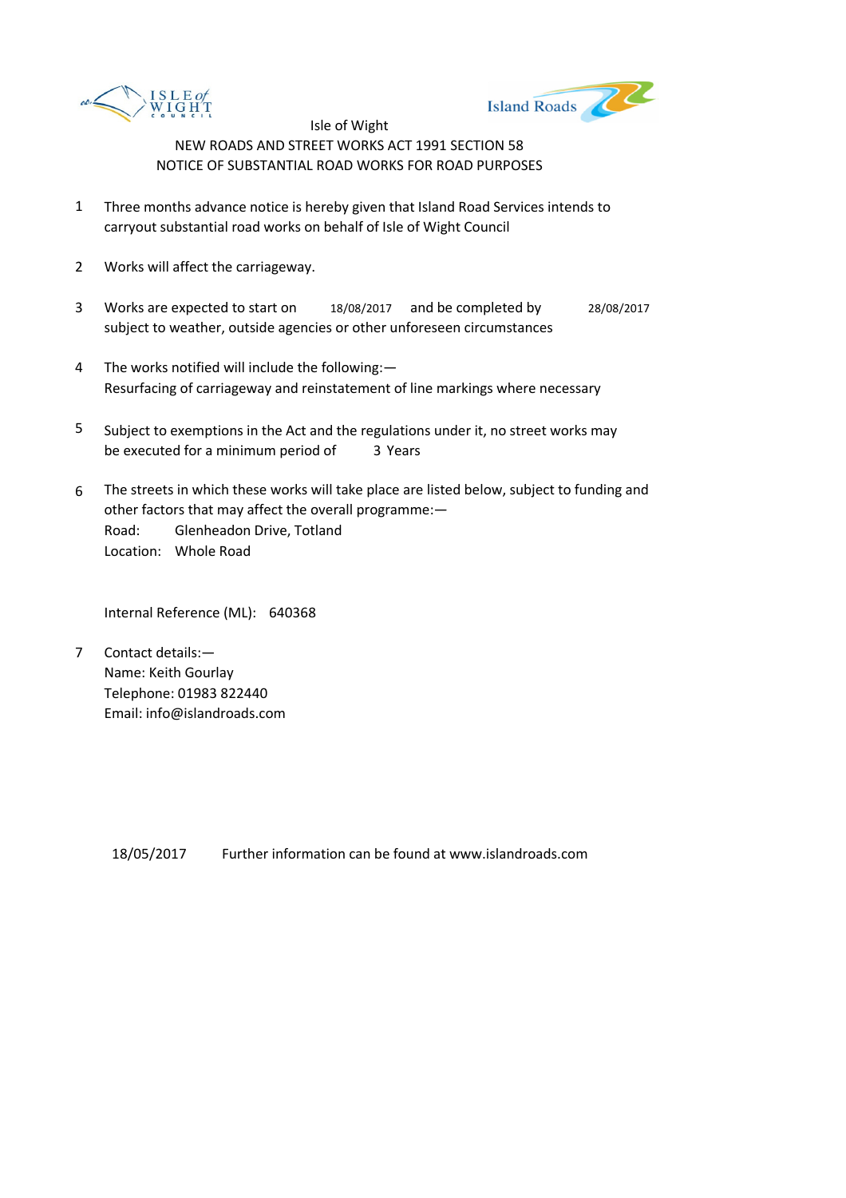Isle of Wight

NEW ROADS AND STREET WORKS ACT 1991 SECTION 58

NOTICE OF SUBSTANTIAL ROAD WORKS FOR ROAD PURPOSES

1. Three months advance notice is hereby given that Island Road Services intends to carryout substantial road works on behalf of Isle of Wight Council

2. Works will affect the carriageway.

3. Works are expected to start on 18/08/2017 and be completed by 28/08/2017 subject to weather, outside agencies or other unforeseen circumstances

4. The works notified will include the following:— Resurfacing of carriageway and reinstatement of line markings where necessary

5. Subject to exemptions in the Act and the regulations under it, no street works may be executed for a minimum period of 3 Years

6. The streets in which these works will take place are listed below, subject to funding and other factors that may affect the overall programme:—
   Road: Glenheadon Drive, Totland
   Location: Whole Road

   Internal Reference (ML): 640368

7. Contact details:—
   Name: Keith Gourlay
   Telephone: 01983 822440
   Email: info@islandroads.com

18/05/2017 Further information can be found at www.islandroads.com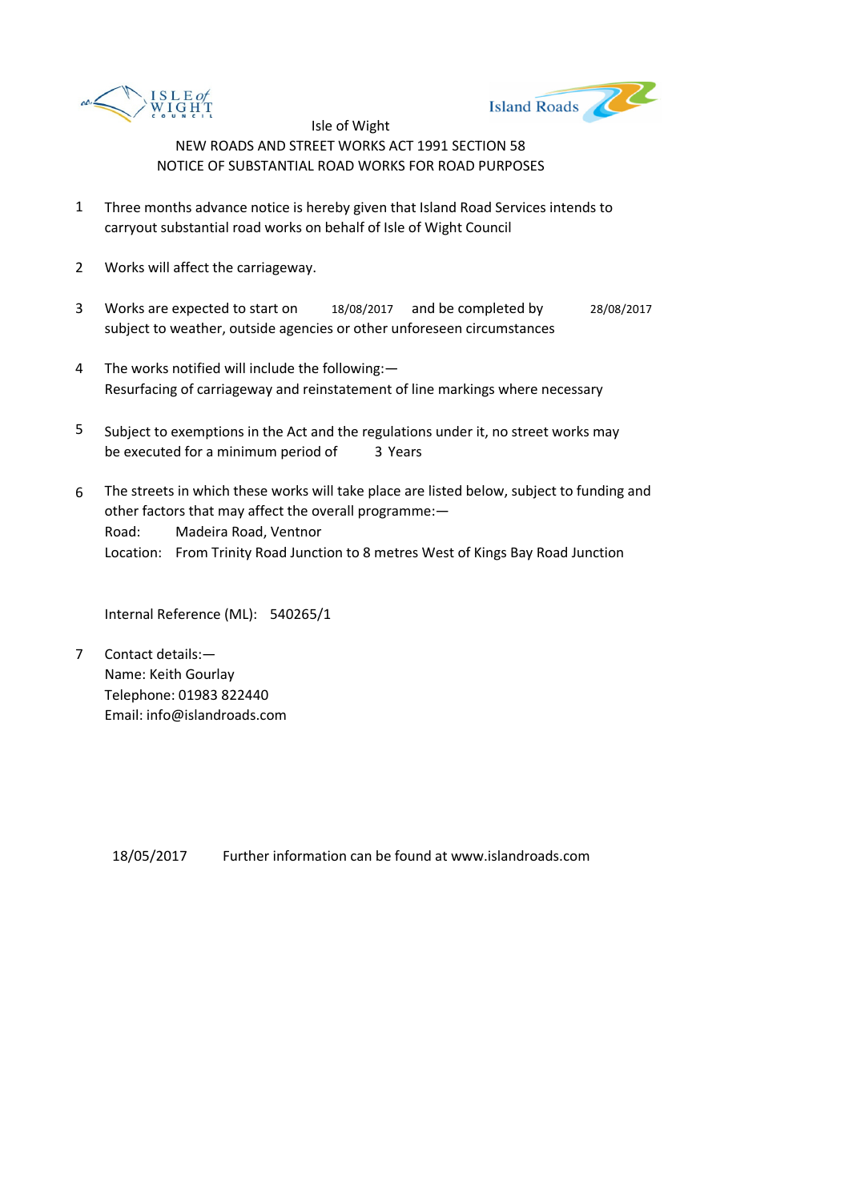Isle of Wight

NEW ROADS AND STREET WORKS ACT 1991 SECTION 58

NOTICE OF SUBSTANTIAL ROAD WORKS FOR ROAD PURPOSES

1. Three months advance notice is hereby given that Island Road Services intends to carryout substantial road works on behalf of Isle of Wight Council

2. Works will affect the carriageway.

3. Works are expected to start on 18/08/2017 and be completed by 28/08/2017 subject to weather, outside agencies or other unforeseen circumstances

4. The works notified will include the following:—
Resurfacing of carriageway and reinstatement of line markings where necessary

5. Subject to exemptions in the Act and the regulations under it, no street works may be executed for a minimum period of 3 Years

6. The streets in which these works will take place are listed below, subject to funding and other factors that may affect the overall programme:—
Road: Madeira Road, Ventnor
Location: From Trinity Road Junction to 8 metres West of Kings Bay Road Junction

Internal Reference (ML): 540265/1

7. Contact details:—
Name: Keith Gourlay
Telephone: 01983 822440
Email: info@islandroads.com

18/05/2017 Further information can be found at www.islandroads.com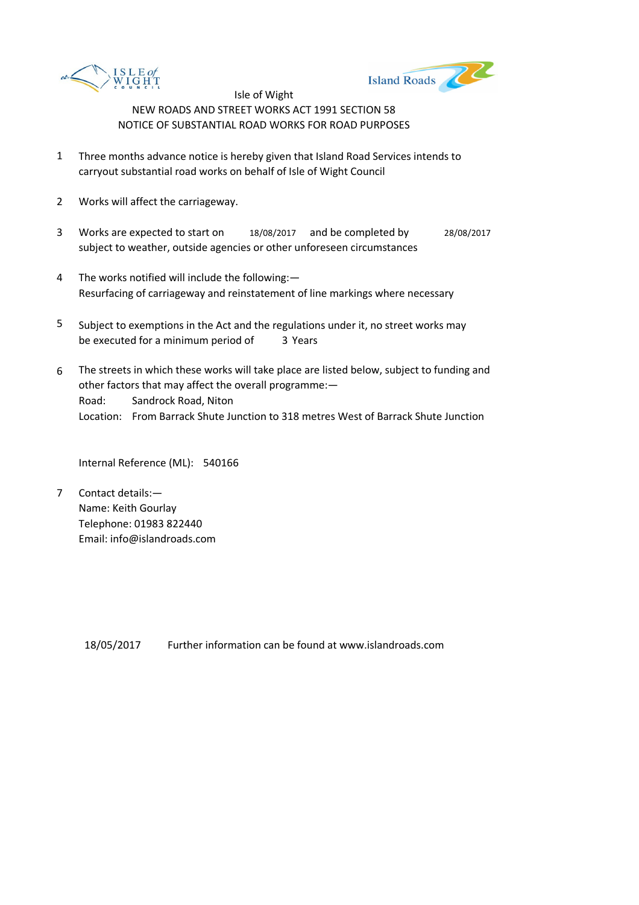Isle of Wight

NEW ROADS AND STREET WORKS ACT 1991 SECTION 58

NOTICE OF SUBSTANTIAL ROAD WORKS FOR ROAD PURPOSES

1. Three months advance notice is hereby given that Island Road Services intends to carryout substantial road works on behalf of Isle of Wight Council

2. Works will affect the carriageway.

3. Works are expected to start on 18/08/2017 and be completed by 28/08/2017 subject to weather, outside agencies or other unforeseen circumstances

4. The works notified will include the following:—
   Resurfacing of carriageway and reinstatement of line markings where necessary

5. Subject to exemptions in the Act and the regulations under it, no street works may be executed for a minimum period of 3 Years

6. The streets in which these works will take place are listed below, subject to funding and other factors that may affect the overall programme:—
   Road: Sandrock Road, Niton
   Location: From Barrack Shute Junction to 318 metres West of Barrack Shute Junction

   Internal Reference (ML): 540166

7. Contact details:—
   Name: Keith Gourlay
   Telephone: 01983 822440
   Email: info@islandroads.com

18/05/2017 Further information can be found at www.islandroads.com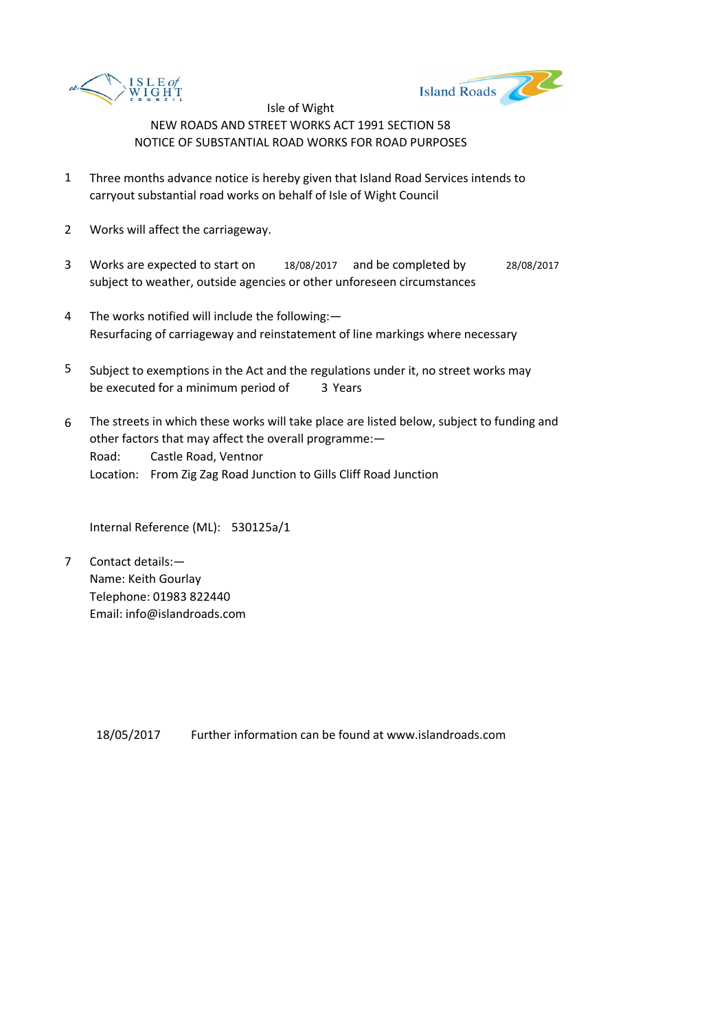Isle of Wight
NEW ROADS AND STREET WORKS ACT 1991 SECTION 58
NOTICE OF SUBSTANTIAL ROAD WORKS FOR ROAD PURPOSES

1. Three months advance notice is hereby given that Island Road Services intends to carryout substantial road works on behalf of Isle of Wight Council

2. Works will affect the carriageway.

3. Works are expected to start on 18/08/2017 and be completed by 28/08/2017 subject to weather, outside agencies or other unforeseen circumstances

4. The works notified will include the following:—
   Resurfacing of carriageway and reinstatement of line markings where necessary

5. Subject to exemptions in the Act and the regulations under it, no street works may be executed for a minimum period of 3 Years

6. The streets in which these works will take place are listed below, subject to funding and other factors that may affect the overall programme:—
   Road: Castle Road, Ventnor
   Location: From Zig Zag Road Junction to Gills Cliff Road Junction

   Internal Reference (ML): 530125a/1

7. Contact details:—
   Name: Keith Gourlay
   Telephone: 01983 822440
   Email: info@islandroads.com

18/05/2017 Further information can be found at www.islandroads.com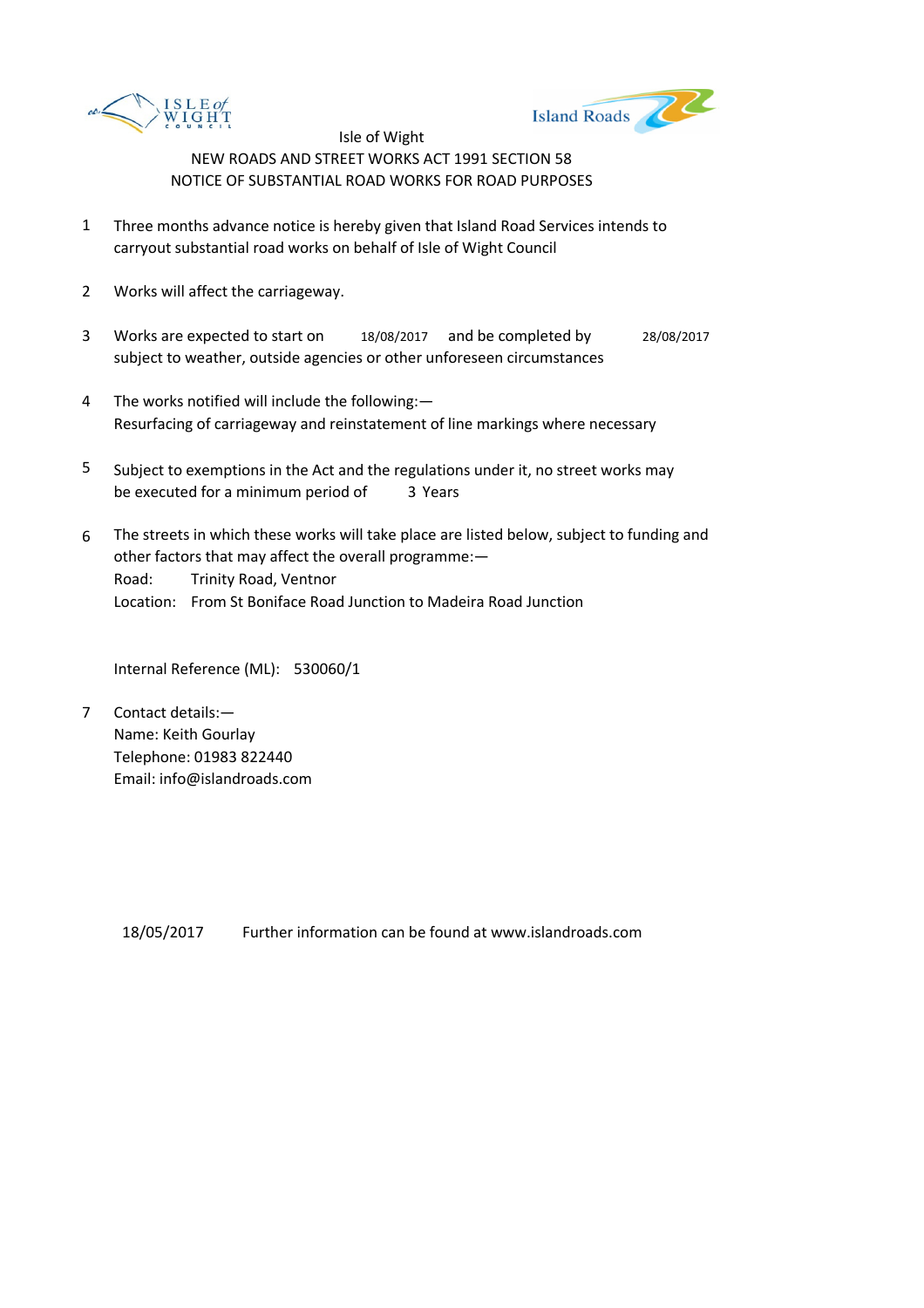Isle of Wight

NEW ROADS AND STREET WORKS ACT 1991 SECTION 58

NOTICE OF SUBSTANTIAL ROAD WORKS FOR ROAD PURPOSES

1 Three months advance notice is hereby given that Island Road Services intends to carryout substantial road works on behalf of Isle of Wight Council

2 Works will affect the carriageway.

3 Works are expected to start on 18/08/2017 and be completed by 28/08/2017 subject to weather, outside agencies or other unforeseen circumstances

4 The works notified will include the following:—
Resurfacing of carriageway and reinstatement of line markings where necessary

5 Subject to exemptions in the Act and the regulations under it, no street works may be executed for a minimum period of 3 Years

6 The streets in which these works will take place are listed below, subject to funding and other factors that may affect the overall programme:—
Road: Trinity Road, Ventnor
Location: From St Boniface Road Junction to Madeira Road Junction

Internal Reference (ML): 530060/1

7 Contact details:—
Name: Keith Gourlay
Telephone: 01983 822440
Email: info@islandroads.com

18/05/2017 Further information can be found at www.islandroads.com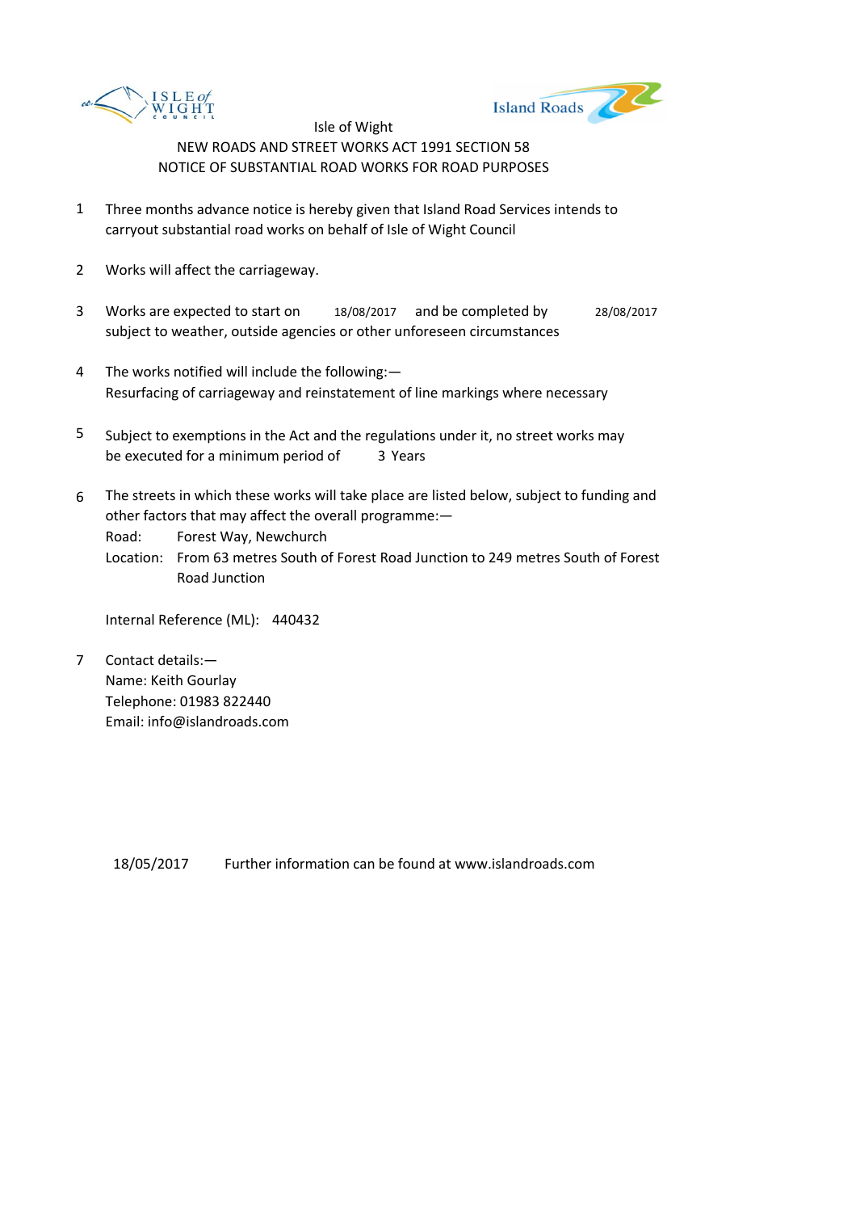Isle of Wight

NEW ROADS AND STREET WORKS ACT 1991 SECTION 58

NOTICE OF SUBSTANTIAL ROAD WORKS FOR ROAD PURPOSES

1. Three months advance notice is hereby given that Island Road Services intends to carryout substantial road works on behalf of Isle of Wight Council

2. Works will affect the carriageway.

3. Works are expected to start on 18/08/2017 and be completed by 28/08/2017 subject to weather, outside agencies or other unforeseen circumstances

4. The works notified will include the following:—
   Resurfacing of carriageway and reinstatement of line markings where necessary

5. Subject to exemptions in the Act and the regulations under it, no street works may be executed for a minimum period of 3 Years

6. The streets in which these works will take place are listed below, subject to funding and other factors that may affect the overall programme:—
   Road: Forest Way, Newchurch
   Location: From 63 metres South of Forest Road Junction to 249 metres South of Forest Road Junction

   Internal Reference (ML): 440432

7. Contact details:—
   Name: Keith Gourlay
   Telephone: 01983 822440
   Email: info@islandroads.com

18/05/2017 Further information can be found at www.islandroads.com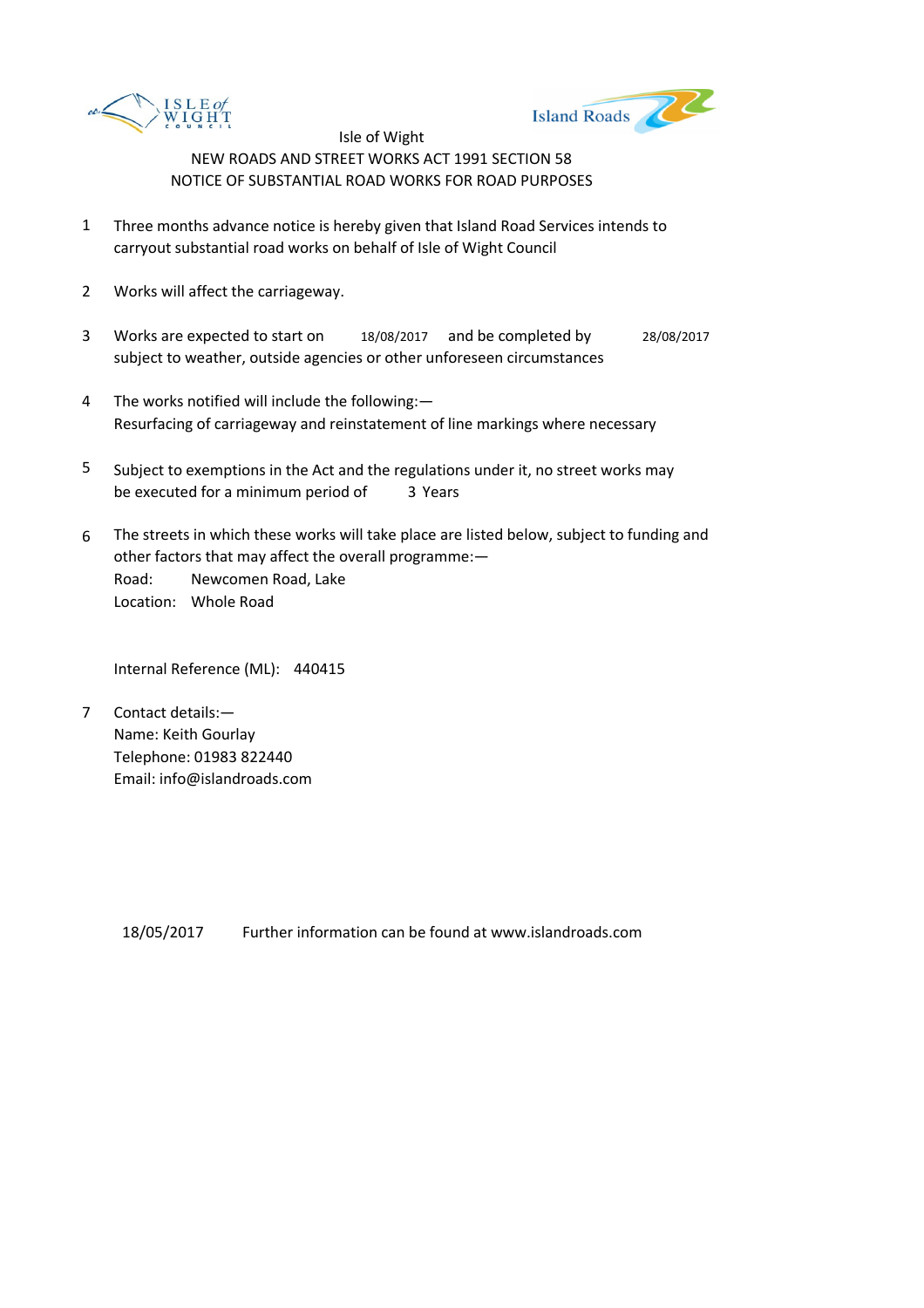Isle of Wight

NEW ROADS AND STREET WORKS ACT 1991 SECTION 58

NOTICE OF SUBSTANTIAL ROAD WORKS FOR ROAD PURPOSES

1. Three months advance notice is hereby given that Island Road Services intends to carryout substantial road works on behalf of Isle of Wight Council

2. Works will affect the carriageway.

3. Works are expected to start on 18/08/2017 and be completed by 28/08/2017 subject to weather, outside agencies or other unforeseen circumstances

4. The works notified will include the following:—
   Resurfacing of carriageway and reinstatement of line markings where necessary

5. Subject to exemptions in the Act and the regulations under it, no street works may be executed for a minimum period of 3 Years

6. The streets in which these works will take place are listed below, subject to funding and other factors that may affect the overall programme:—
   Road: Newcomen Road, Lake
   Location: Whole Road

   Internal Reference (ML): 440415

7. Contact details:—
   Name: Keith Gourlay
   Telephone: 01983 822440
   Email: info@islandroads.com

18/05/2017 Further information can be found at www.islandroads.com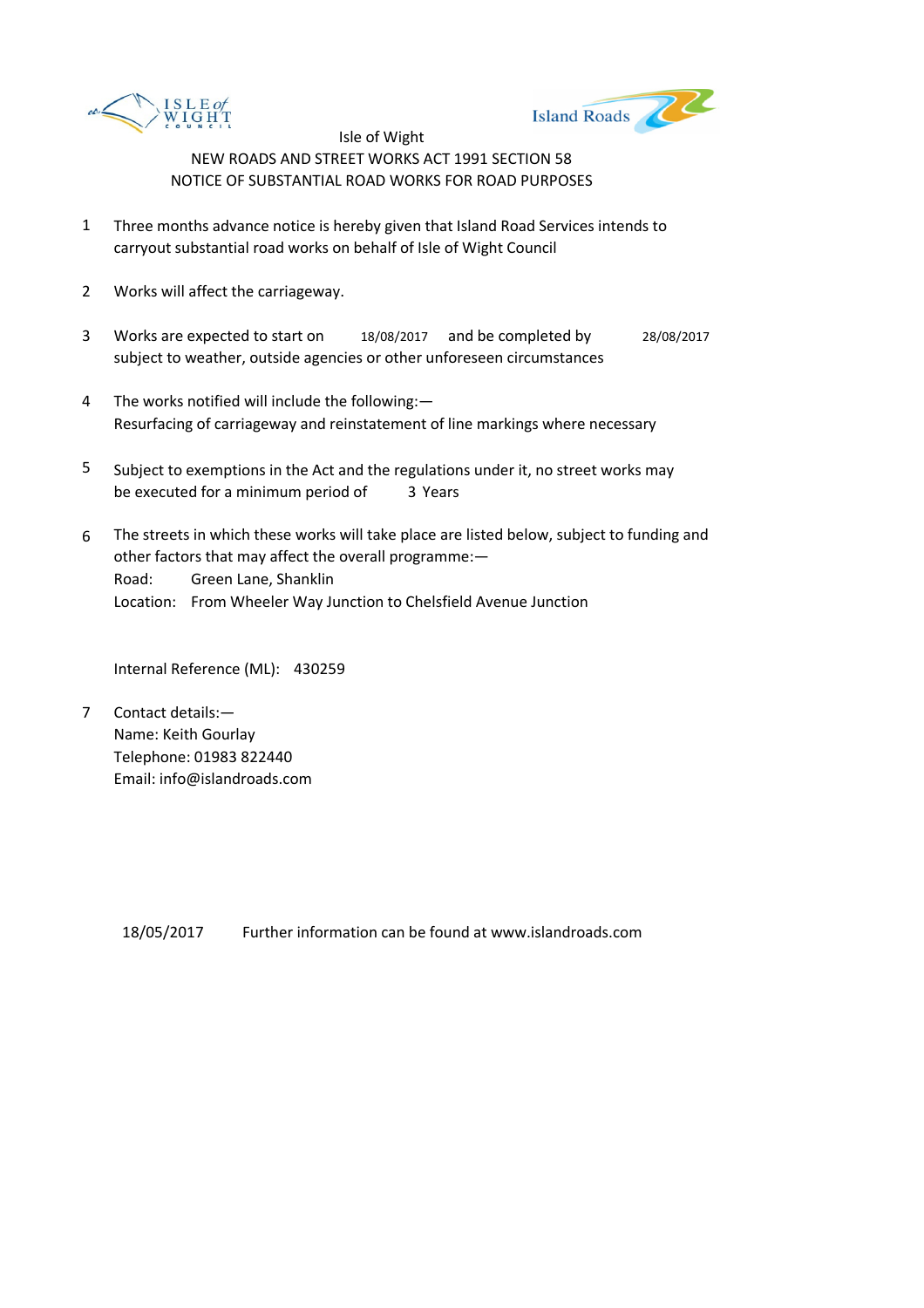Isle of Wight

NEW ROADS AND STREET WORKS ACT 1991 SECTION 58

NOTICE OF SUBSTANTIAL ROAD WORKS FOR ROAD PURPOSES

1. Three months advance notice is hereby given that Island Road Services intends to carryout substantial road works on behalf of Isle of Wight Council

2. Works will affect the carriageway.

3. Works are expected to start on 18/08/2017 and be completed by 28/08/2017 subject to weather, outside agencies or other unforeseen circumstances

4. The works notified will include the following:—
   Resurfacing of carriageway and reinstatement of line markings where necessary

5. Subject to exemptions in the Act and the regulations under it, no street works may be executed for a minimum period of 3 Years

6. The streets in which these works will take place are listed below, subject to funding and other factors that may affect the overall programme:—
   Road: Green Lane, Shanklin
   Location: From Wheeler Way Junction to Chelsfield Avenue Junction

   Internal Reference (ML): 430259

7. Contact details:—
   Name: Keith Gourlay
   Telephone: 01983 822440
   Email: info@islandroads.com

18/05/2017 Further information can be found at www.islandroads.com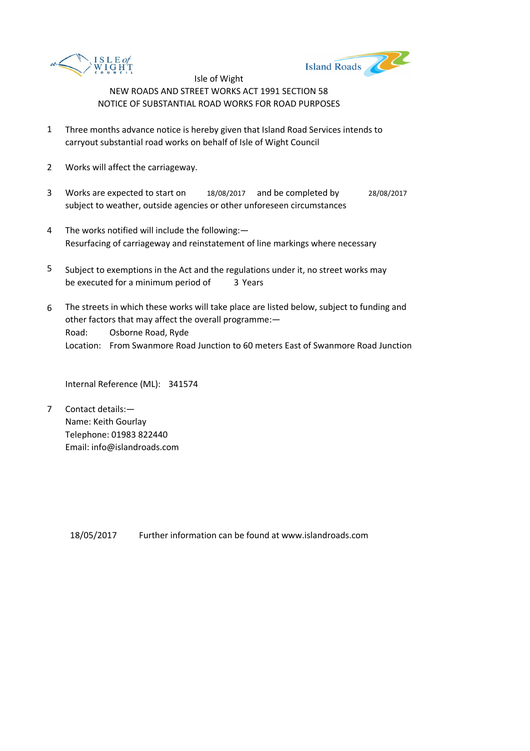Isle of Wight

NEW ROADS AND STREET WORKS ACT 1991 SECTION 58

NOTICE OF SUBSTANTIAL ROAD WORKS FOR ROAD PURPOSES

1. Three months advance notice is hereby given that Island Road Services intends to carryout substantial road works on behalf of Isle of Wight Council

2. Works will affect the carriageway.

3. Works are expected to start on 18/08/2017 and be completed by 28/08/2017 subject to weather, outside agencies or other unforeseen circumstances

4. The works notified will include the following:—
   Resurfacing of carriageway and reinstatement of line markings where necessary

5. Subject to exemptions in the Act and the regulations under it, no street works may be executed for a minimum period of 3 Years

6. The streets in which these works will take place are listed below, subject to funding and other factors that may affect the overall programme:—
   Road: Osborne Road, Ryde
   Location: From Swanmore Road Junction to 60 meters East of Swanmore Road Junction

   Internal Reference (ML): 341574

7. Contact details:—
   Name: Keith Gourlay
   Telephone: 01983 822440
   Email: info@islandroads.com

18/05/2017 Further information can be found at www.islandroads.com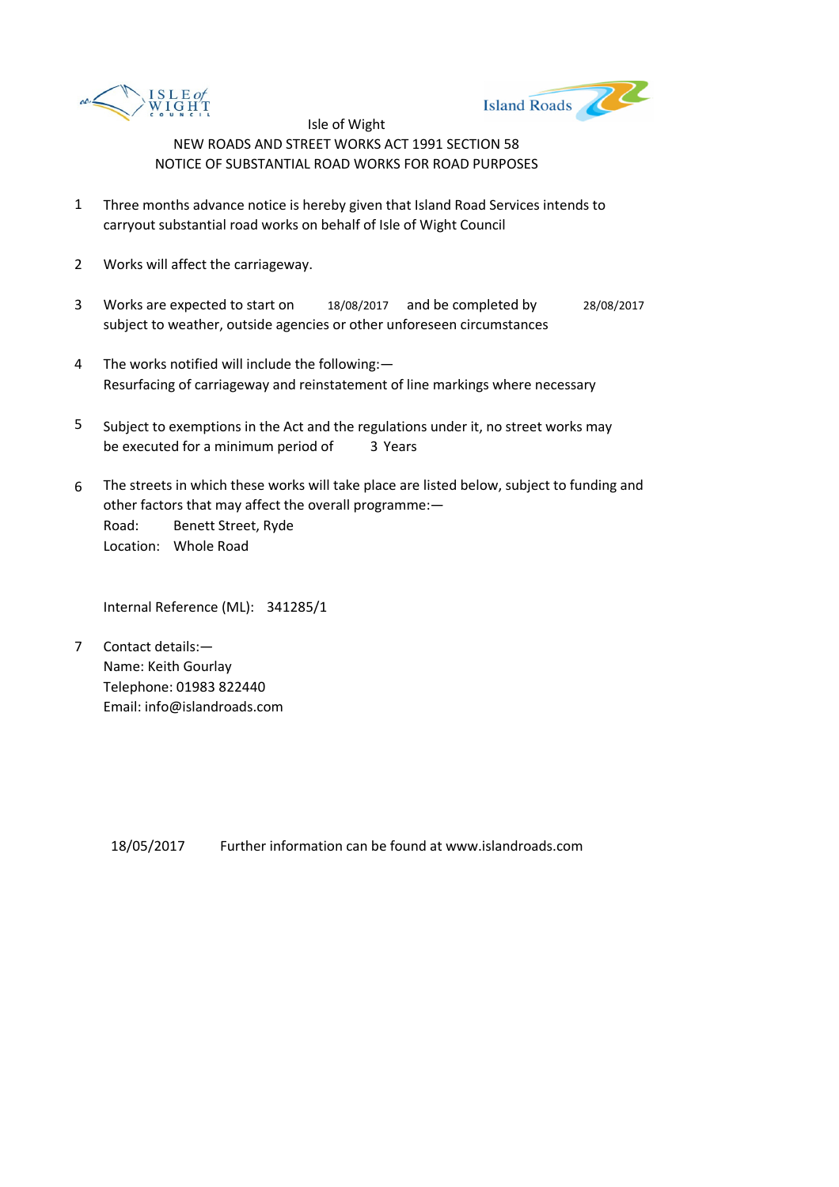Isle of Wight
NEW ROADS AND STREET WORKS ACT 1991 SECTION 58
NOTICE OF SUBSTANTIAL ROAD WORKS FOR ROAD PURPOSES

1. Three months advance notice is hereby given that Island Road Services intends to carryout substantial road works on behalf of Isle of Wight Council

2. Works will affect the carriageway.

3. Works are expected to start on 18/08/2017 and be completed by 28/08/2017 subject to weather, outside agencies or other unforeseen circumstances

4. The works notified will include the following:—
Resurfacing of carriageway and reinstatement of line markings where necessary

5. Subject to exemptions in the Act and the regulations under it, no street works may be executed for a minimum period of 3 Years

6. The streets in which these works will take place are listed below, subject to funding and other factors that may affect the overall programme:—
Road: Benett Street, Ryde
Location: Whole Road

Internal Reference (ML): 341285/1

7. Contact details:—
Name: Keith Gourlay
Telephone: 01983 822440
Email: info@islandroads.com

18/05/2017 Further information can be found at www.islandroads.com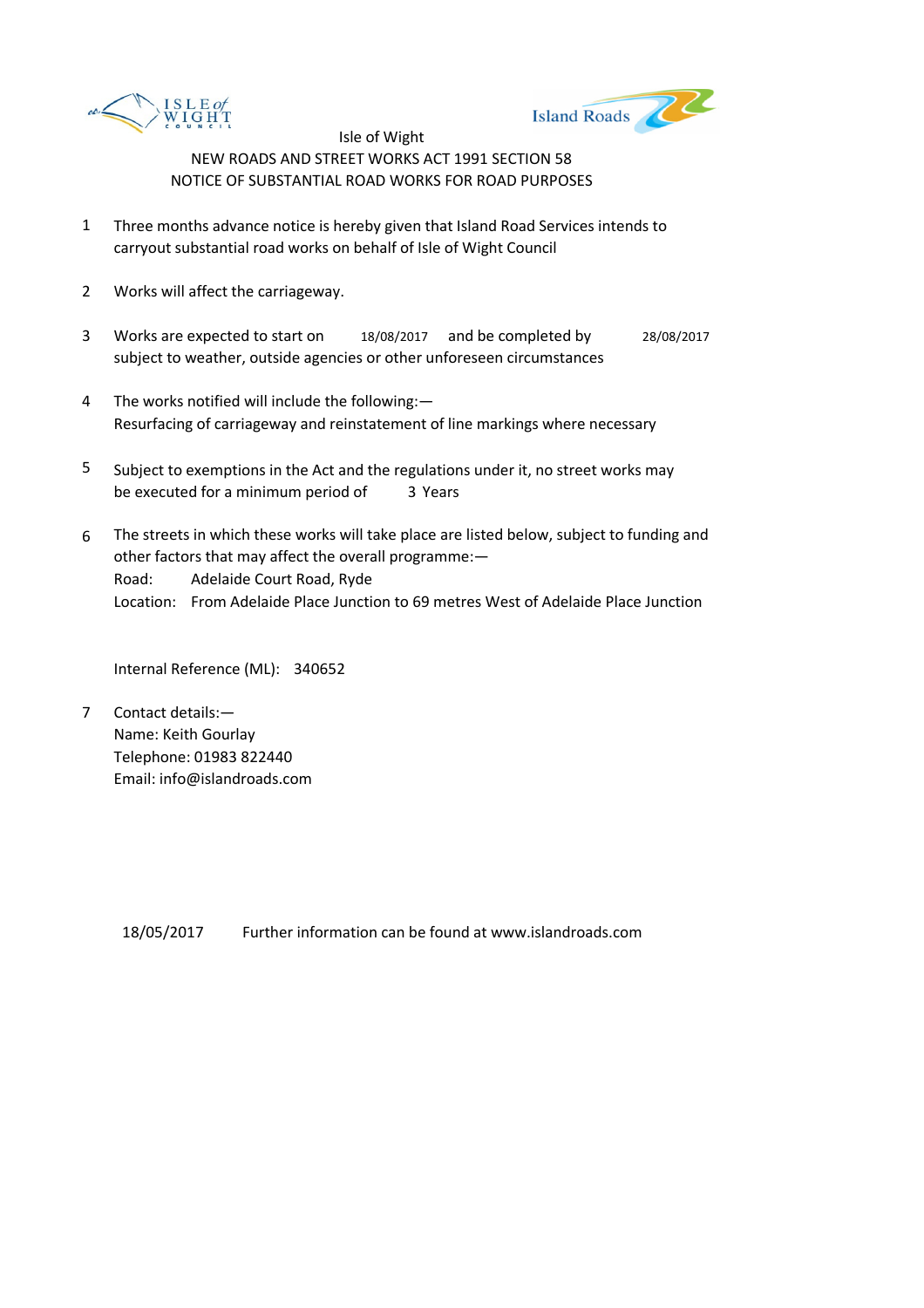Isle of Wight

NEW ROADS AND STREET WORKS ACT 1991 SECTION 58

NOTICE OF SUBSTANTIAL ROAD WORKS FOR ROAD PURPOSES

1. Three months advance notice is hereby given that Island Road Services intends to carryout substantial road works on behalf of Isle of Wight Council

2. Works will affect the carriageway.

3. Works are expected to start on 18/08/2017 and be completed by 28/08/2017 subject to weather, outside agencies or other unforeseen circumstances

4. The works notified will include the following:— Resurfacing of carriageway and reinstatement of line markings where necessary

5. Subject to exemptions in the Act and the regulations under it, no street works may be executed for a minimum period of 3 Years

6. The streets in which these works will take place are listed below, subject to funding and other factors that may affect the overall programme:—
   Road: Adelaide Court Road, Ryde
   Location: From Adelaide Place Junction to 69 metres West of Adelaide Place Junction

   Internal Reference (ML): 340652

7. Contact details:—
   Name: Keith Gourlay
   Telephone: 01983 822440
   Email: info@islandroads.com

18/05/2017 Further information can be found at www.islandroads.com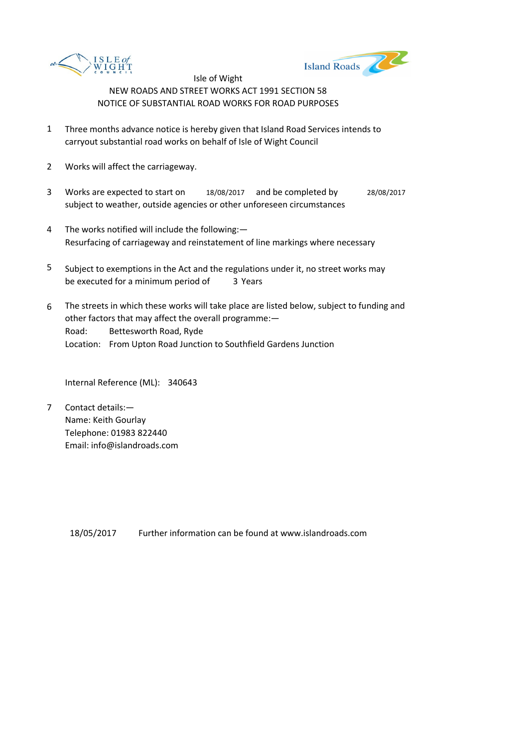Isle of Wight

NEW ROADS AND STREET WORKS ACT 1991 SECTION 58

NOTICE OF SUBSTANTIAL ROAD WORKS FOR ROAD PURPOSES

1. Three months advance notice is hereby given that Island Road Services intends to carryout substantial road works on behalf of Isle of Wight Council

2. Works will affect the carriageway.

3. Works are expected to start on 18/08/2017 and be completed by 28/08/2017 subject to weather, outside agencies or other unforeseen circumstances

4. The works notified will include the following:—
   Resurfacing of carriageway and reinstatement of line markings where necessary

5. Subject to exemptions in the Act and the regulations under it, no street works may be executed for a minimum period of 3 Years

6. The streets in which these works will take place are listed below, subject to funding and other factors that may affect the overall programme:—
   Road: Bettesworth Road, Ryde
   Location: From Upton Road Junction to Southfield Gardens Junction

   Internal Reference (ML): 340643

7. Contact details:—
   Name: Keith Gourlay
   Telephone: 01983 822440
   Email: info@islandroads.com

18/05/2017 Further information can be found at www.islandroads.com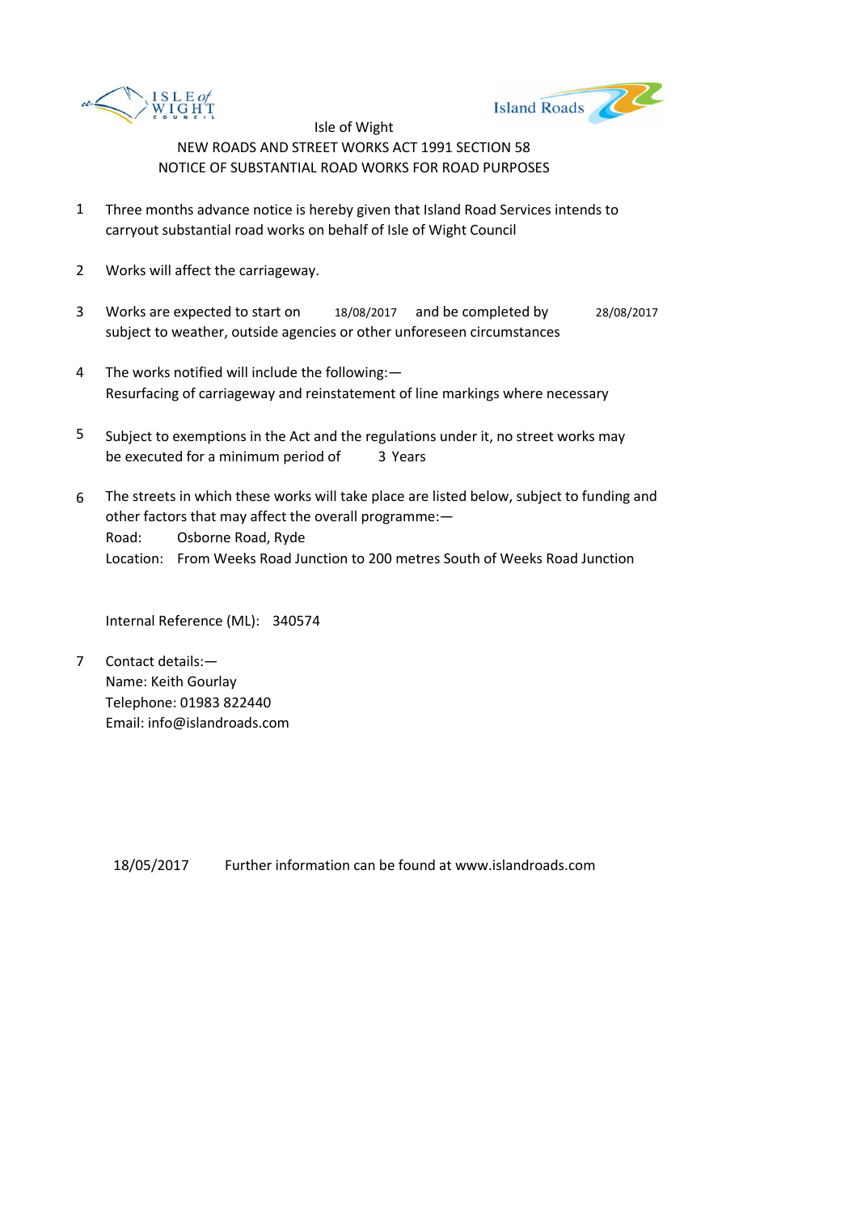Isle of Wight

NEW ROADS AND STREET WORKS ACT 1991 SECTION 58

NOTICE OF SUBSTANTIAL ROAD WORKS FOR ROAD PURPOSES

1. Three months advance notice is hereby given that Island Road Services intends to carryout substantial road works on behalf of Isle of Wight Council

2. Works will affect the carriageway.

3. Works are expected to start on 18/08/2017 and be completed by 28/08/2017 subject to weather, outside agencies or other unforeseen circumstances

4. The works notified will include the following:—
   Resurfacing of carriageway and reinstatement of line markings where necessary

5. Subject to exemptions in the Act and the regulations under it, no street works may be executed for a minimum period of 3 Years

6. The streets in which these works will take place are listed below, subject to funding and other factors that may affect the overall programme:—
   Road: Osborne Road, Ryde
   Location: From Weeks Road Junction to 200 metres South of Weeks Road Junction

   Internal Reference (ML): 340574

7. Contact details:—
   Name: Keith Gourlay
   Telephone: 01983 822440
   Email: info@islandroads.com

18/05/2017 Further information can be found at www.islandroads.com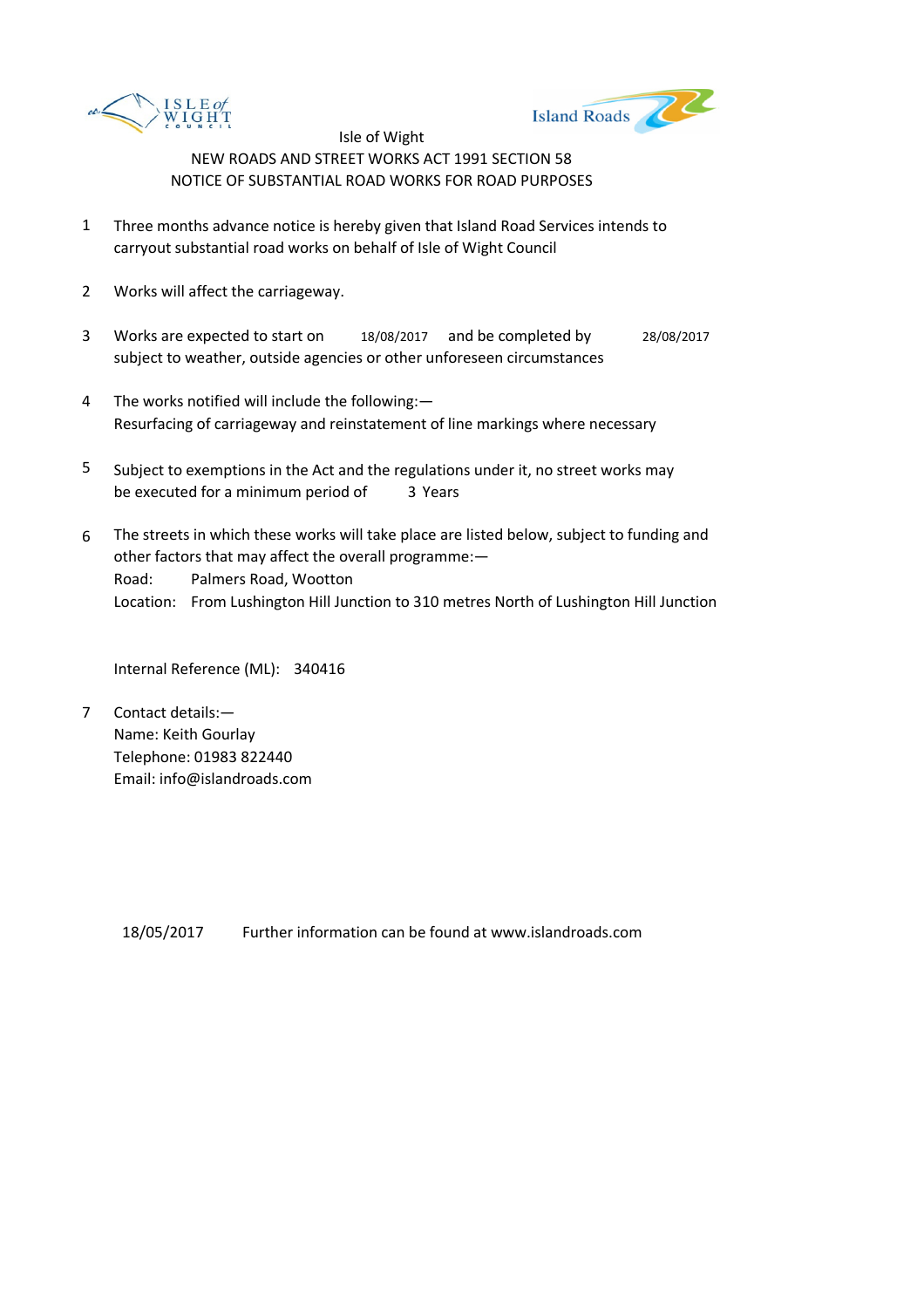Isle of Wight

NEW ROADS AND STREET WORKS ACT 1991 SECTION 58

NOTICE OF SUBSTANTIAL ROAD WORKS FOR ROAD PURPOSES

1. Three months advance notice is hereby given that Island Road Services intends to carryout substantial road works on behalf of Isle of Wight Council

2. Works will affect the carriageway.

3. Works are expected to start on 18/08/2017 and be completed by 28/08/2017 subject to weather, outside agencies or other unforeseen circumstances

4. The works notified will include the following:—
   Resurfacing of carriageway and reinstatement of line markings where necessary

5. Subject to exemptions in the Act and the regulations under it, no street works may be executed for a minimum period of 3 Years

6. The streets in which these works will take place are listed below, subject to funding and other factors that may affect the overall programme:—
   Road: Palmers Road, Wootton
   Location: From Lushington Hill Junction to 310 metres North of Lushington Hill Junction

   Internal Reference (ML): 340416

7. Contact details:—
   Name: Keith Gourlay
   Telephone: 01983 822440
   Email: info@islandroads.com

18/05/2017 Further information can be found at www.islandroads.com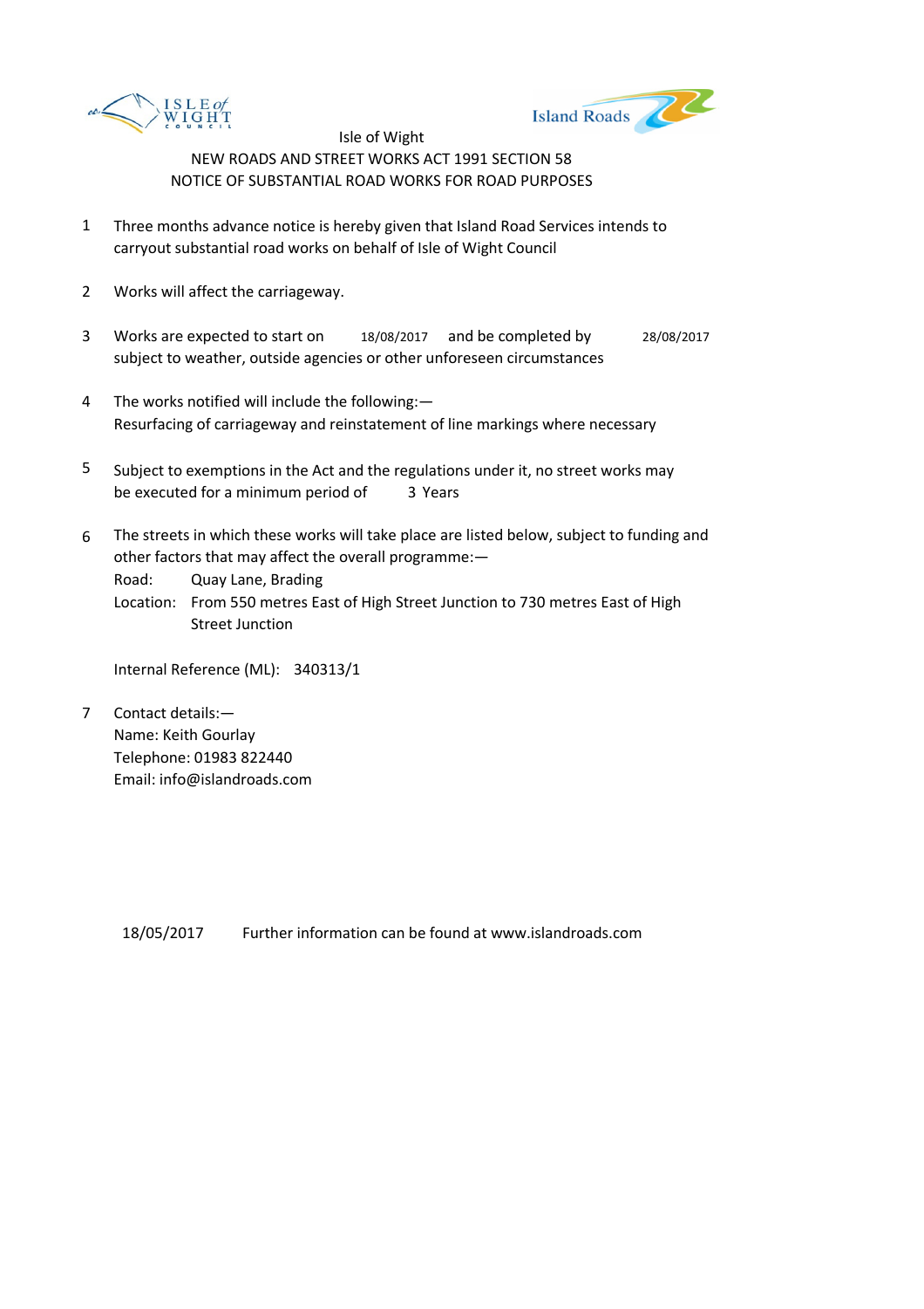Isle of Wight

NEW ROADS AND STREET WORKS ACT 1991 SECTION 58

NOTICE OF SUBSTANTIAL ROAD WORKS FOR ROAD PURPOSES

1. Three months advance notice is hereby given that Island Road Services intends to carryout substantial road works on behalf of Isle of Wight Council

2. Works will affect the carriageway.

3. Works are expected to start on 18/08/2017 and be completed by 28/08/2017 subject to weather, outside agencies or other unforeseen circumstances

4. The works notified will include the following:— Resurfacing of carriageway and reinstatement of line markings where necessary

5. Subject to exemptions in the Act and the regulations under it, no street works may be executed for a minimum period of 3 Years

6. The streets in which these works will take place are listed below, subject to funding and other factors that may affect the overall programme:—
   Road: Quay Lane, Brading
   Location: From 550 metres East of High Street Junction to 730 metres East of High Street Junction

   Internal Reference (ML): 340313/1

7. Contact details:—
   Name: Keith Gourlay
   Telephone: 01983 822440
   Email: info@islandroads.com

18/05/2017 Further information can be found at www.islandroads.com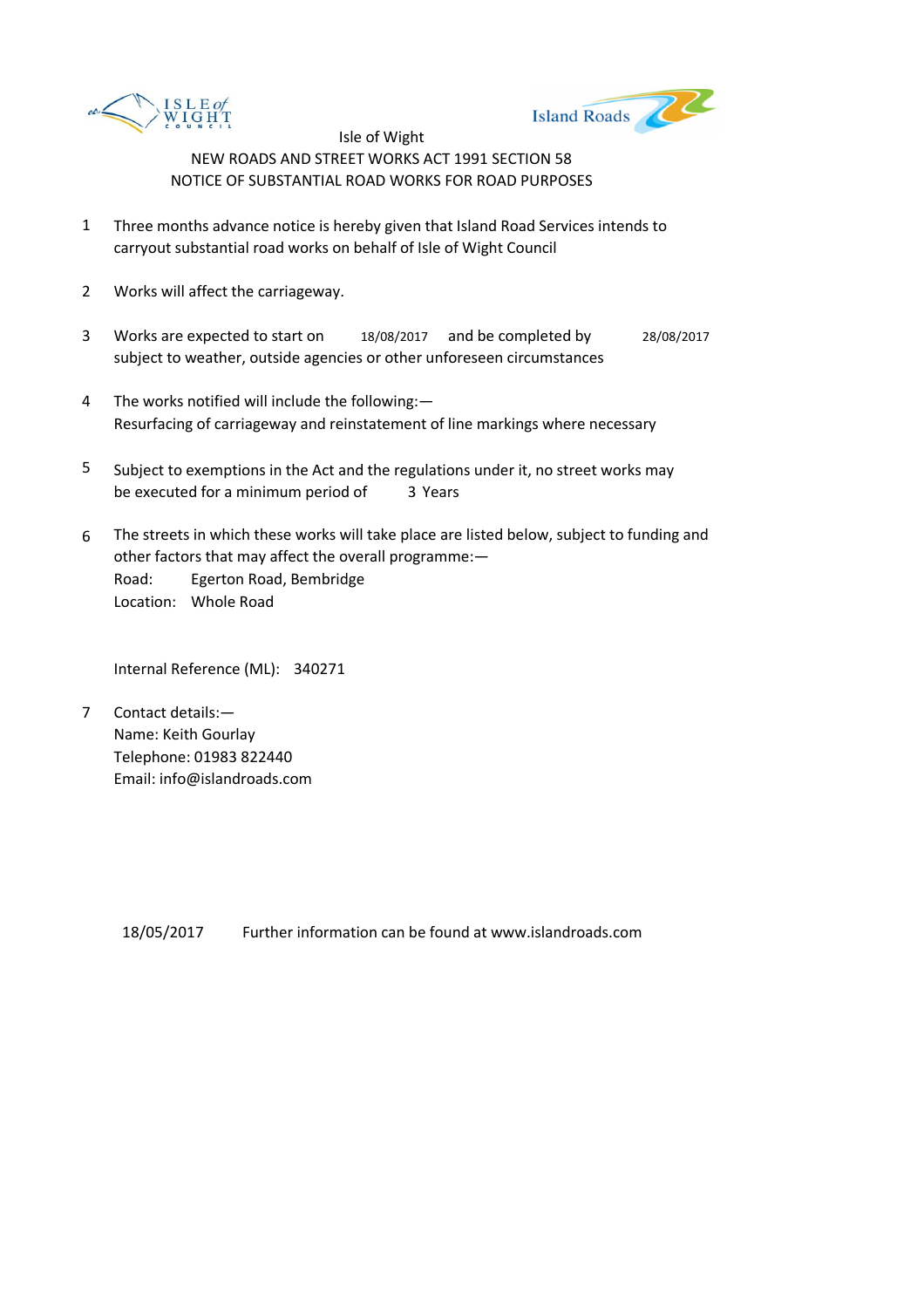Isle of Wight

NEW ROADS AND STREET WORKS ACT 1991 SECTION 58

NOTICE OF SUBSTANTIAL ROAD WORKS FOR ROAD PURPOSES

1. Three months advance notice is hereby given that Island Road Services intends to carryout substantial road works on behalf of Isle of Wight Council

2. Works will affect the carriageway.

3. Works are expected to start on 18/08/2017 and be completed by 28/08/2017 subject to weather, outside agencies or other unforeseen circumstances

4. The works notified will include the following:—
   Resurfacing of carriageway and reinstatement of line markings where necessary

5. Subject to exemptions in the Act and the regulations under it, no street works may be executed for a minimum period of 3 Years

6. The streets in which these works will take place are listed below, subject to funding and other factors that may affect the overall programme:—
   Road: Egerton Road, Bembridge
   Location: Whole Road

   Internal Reference (ML): 340271

7. Contact details:—
   Name: Keith Gourlay
   Telephone: 01983 822440
   Email: info@islandroads.com

18/05/2017 Further information can be found at www.islandroads.com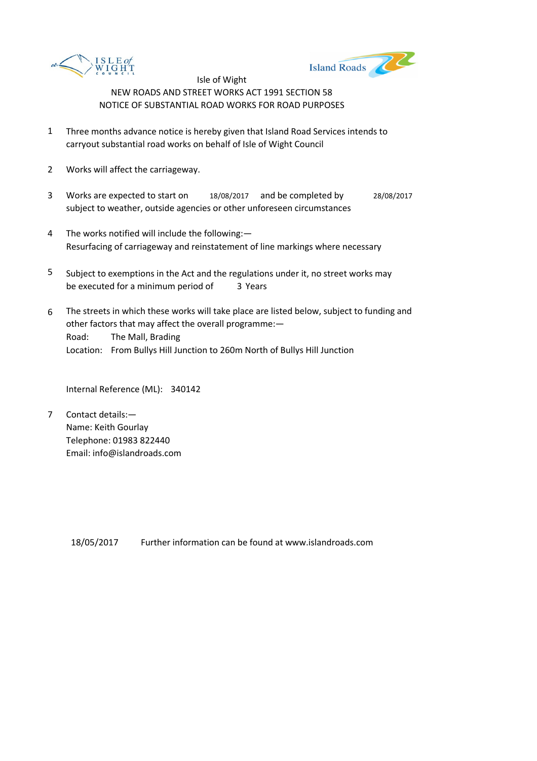Isle of Wight
NEW ROADS AND STREET WORKS ACT 1991 SECTION 58
NOTICE OF SUBSTANTIAL ROAD WORKS FOR ROAD PURPOSES

1. Three months advance notice is hereby given that Island Road Services intends to carryout substantial road works on behalf of Isle of Wight Council

2. Works will affect the carriageway.

3. Works are expected to start on 18/08/2017 and be completed by 28/08/2017 subject to weather, outside agencies or other unforeseen circumstances

4. The works notified will include the following:—
   Resurfacing of carriageway and reinstatement of line markings where necessary

5. Subject to exemptions in the Act and the regulations under it, no street works may be executed for a minimum period of 3 Years

6. The streets in which these works will take place are listed below, subject to funding and other factors that may affect the overall programme:—
   Road: The Mall, Brading
   Location: From Bullys Hill Junction to 260m North of Bullys Hill Junction

   Internal Reference (ML): 340142

7. Contact details:—
   Name: Keith Gourlay
   Telephone: 01983 822440
   Email: info@islandroads.com

18/05/2017 Further information can be found at www.islandroads.com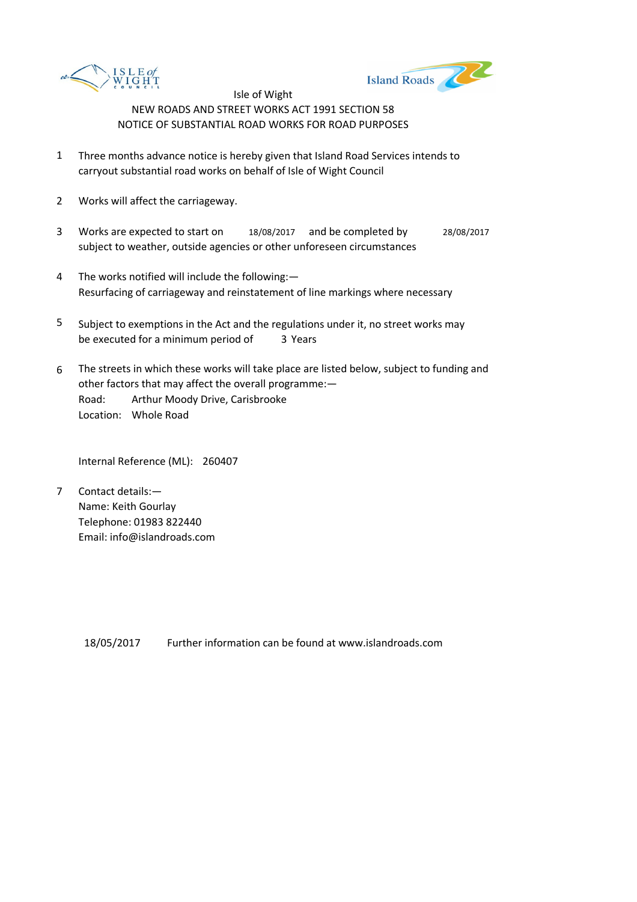Isle of Wight

NEW ROADS AND STREET WORKS ACT 1991 SECTION 58

NOTICE OF SUBSTANTIAL ROAD WORKS FOR ROAD PURPOSES

1. Three months advance notice is hereby given that Island Road Services intends to carryout substantial road works on behalf of Isle of Wight Council

2. Works will affect the carriageway.

3. Works are expected to start on 18/08/2017 and be completed by 28/08/2017 subject to weather, outside agencies or other unforeseen circumstances

4. The works notified will include the following:—
   Resurfacing of carriageway and reinstatement of line markings where necessary

5. Subject to exemptions in the Act and the regulations under it, no street works may be executed for a minimum period of 3 Years

6. The streets in which these works will take place are listed below, subject to funding and other factors that may affect the overall programme:—
   Road: Arthur Moody Drive, Carisbrooke
   Location: Whole Road

   Internal Reference (ML): 260407

7. Contact details:—
   Name: Keith Gourlay
   Telephone: 01983 822440
   Email: info@islandroads.com

18/05/2017 Further information can be found at www.islandroads.com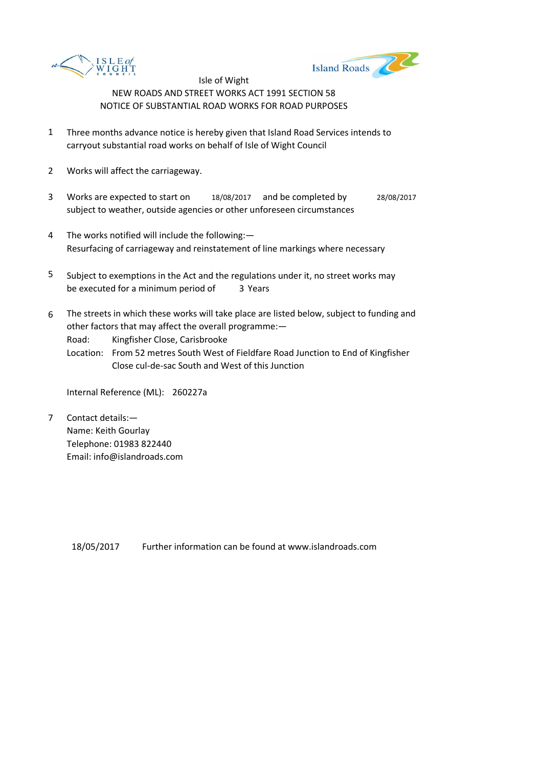Isle of Wight

NEW ROADS AND STREET WORKS ACT 1991 SECTION 58

NOTICE OF SUBSTANTIAL ROAD WORKS FOR ROAD PURPOSES

1. Three months advance notice is hereby given that Island Road Services intends to carryout substantial road works on behalf of Isle of Wight Council

2. Works will affect the carriageway.

3. Works are expected to start on 18/08/2017 and be completed by 28/08/2017 subject to weather, outside agencies or other unforeseen circumstances

4. The works notified will include the following:—
   Resurfacing of carriageway and reinstatement of line markings where necessary

5. Subject to exemptions in the Act and the regulations under it, no street works may be executed for a minimum period of 3 Years

6. The streets in which these works will take place are listed below, subject to funding and other factors that may affect the overall programme:—
   Road: Kingfisher Close, Carisbrooke
   Location: From 52 metres South West of Fieldfare Road Junction to End of Kingfisher Close cul-de-sac South and West of this Junction

   Internal Reference (ML): 260227a

7. Contact details:—
   Name: Keith Gourlay
   Telephone: 01983 822440
   Email: info@islandroads.com

18/05/2017 Further information can be found at www.islandroads.com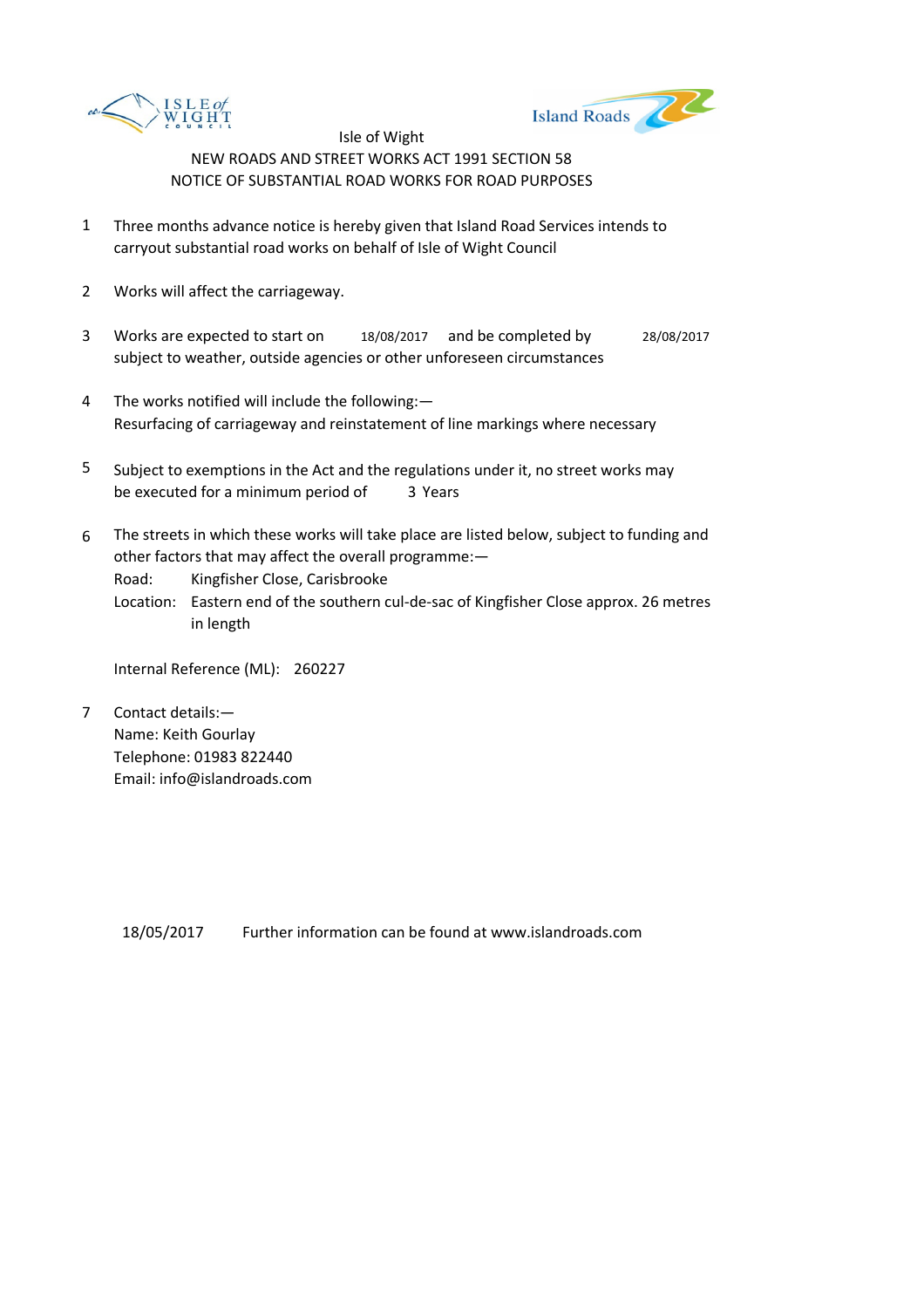Isle of Wight

NEW ROADS AND STREET WORKS ACT 1991 SECTION 58

NOTICE OF SUBSTANTIAL ROAD WORKS FOR ROAD PURPOSES

1. Three months advance notice is hereby given that Island Road Services intends to carryout substantial road works on behalf of Isle of Wight Council

2. Works will affect the carriageway.

3. Works are expected to start on 18/08/2017 and be completed by 28/08/2017 subject to weather, outside agencies or other unforeseen circumstances

4. The works notified will include the following:—
   Resurfacing of carriageway and reinstatement of line markings where necessary

5. Subject to exemptions in the Act and the regulations under it, no street works may be executed for a minimum period of 3 Years

6. The streets in which these works will take place are listed below, subject to funding and other factors that may affect the overall programme:—
   Road: Kingfisher Close, Carisbrooke
   Location: Eastern end of the southern cul-de-sac of Kingfisher Close approx. 26 metres in length

   Internal Reference (ML): 260227

7. Contact details:—
   Name: Keith Gourlay
   Telephone: 01983 822440
   Email: info@islandroads.com

18/05/2017 Further information can be found at www.islandroads.com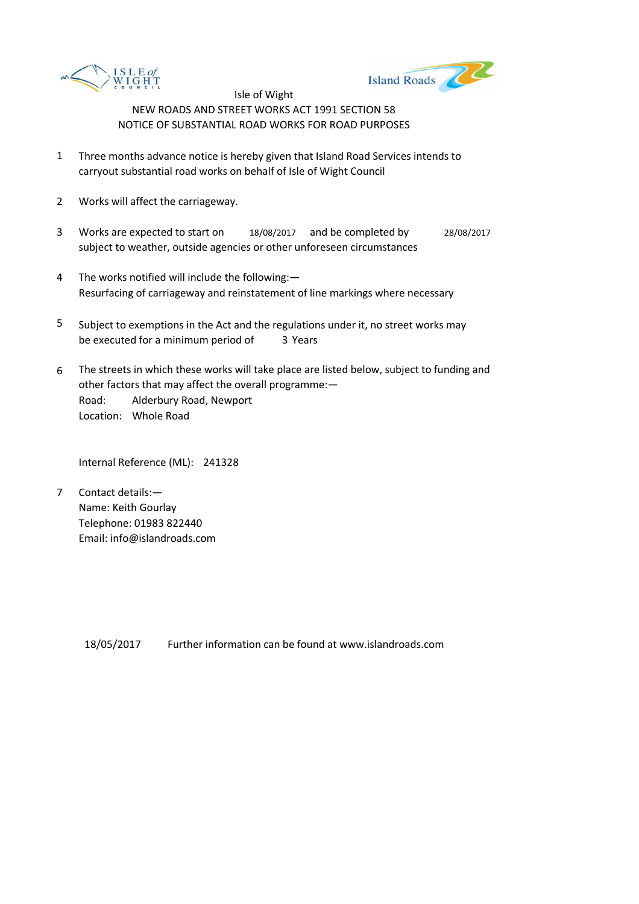Isle of Wight

NEW ROADS AND STREET WORKS ACT 1991 SECTION 58

NOTICE OF SUBSTANTIAL ROAD WORKS FOR ROAD PURPOSES

1. Three months advance notice is hereby given that Island Road Services intends to carryout substantial road works on behalf of Isle of Wight Council

2. Works will affect the carriageway.

3. Works are expected to start on 18/08/2017 and be completed by 28/08/2017 subject to weather, outside agencies or other unforeseen circumstances

4. The works notified will include the following:—
   Resurfacing of carriageway and reinstatement of line markings where necessary

5. Subject to exemptions in the Act and the regulations under it, no street works may be executed for a minimum period of 3 Years

6. The streets in which these works will take place are listed below, subject to funding and other factors that may affect the overall programme:—
   Road: Alderbury Road, Newport
   Location: Whole Road

   Internal Reference (ML): 241328

7. Contact details:—
   Name: Keith Gourlay
   Telephone: 01983 822440
   Email: info@islandroads.com

18/05/2017 Further information can be found at www.islandroads.com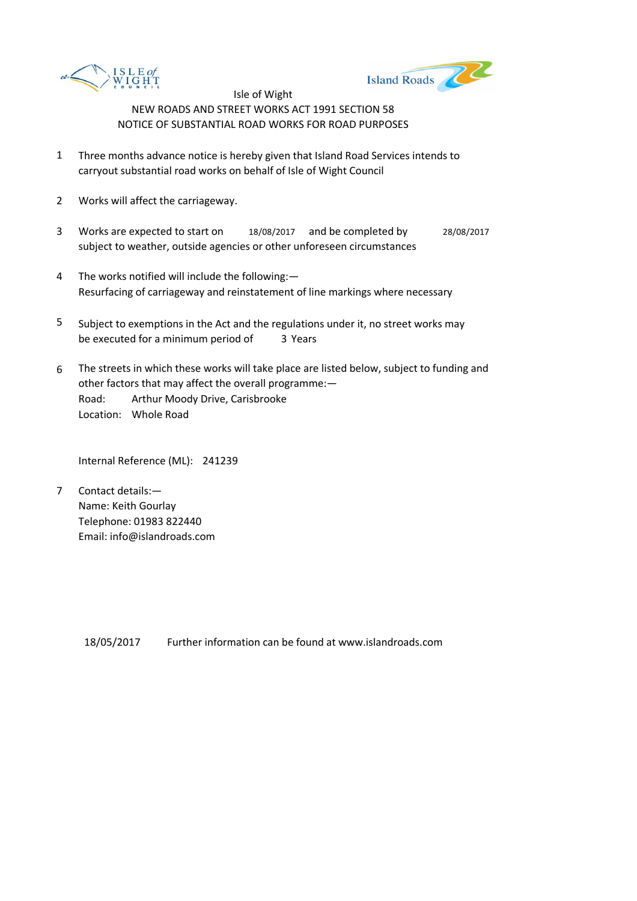Isle of Wight

NEW ROADS AND STREET WORKS ACT 1991 SECTION 58

NOTICE OF SUBSTANTIAL ROAD WORKS FOR ROAD PURPOSES

1. Three months advance notice is hereby given that Island Road Services intends to carryout substantial road works on behalf of Isle of Wight Council

2. Works will affect the carriageway.

3. Works are expected to start on 18/08/2017 and be completed by 28/08/2017 subject to weather, outside agencies or other unforeseen circumstances

4. The works notified will include the following:—
   Resurfacing of carriageway and reinstatement of line markings where necessary

5. Subject to exemptions in the Act and the regulations under it, no street works may be executed for a minimum period of 3 Years

6. The streets in which these works will take place are listed below, subject to funding and other factors that may affect the overall programme:—
   Road: Arthur Moody Drive, Carisbrooke
   Location: Whole Road

   Internal Reference (ML): 241239

7. Contact details:—
   Name: Keith Gourlay
   Telephone: 01983 822440
   Email: info@islandroads.com

18/05/2017 Further information can be found at www.islandroads.com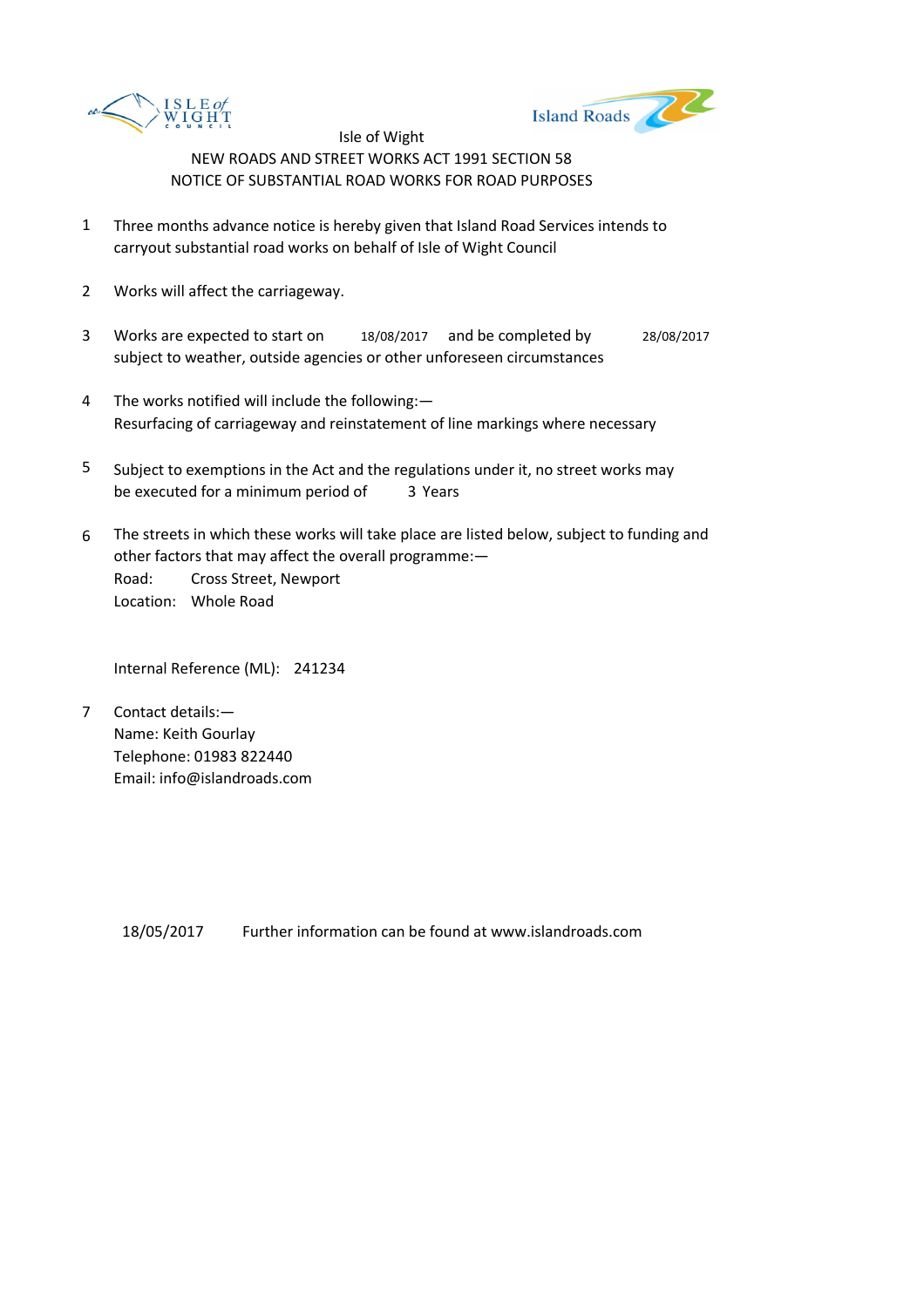Isle of Wight

NEW ROADS AND STREET WORKS ACT 1991 SECTION 58

NOTICE OF SUBSTANTIAL ROAD WORKS FOR ROAD PURPOSES

1. Three months advance notice is hereby given that Island Road Services intends to carryout substantial road works on behalf of Isle of Wight Council

2. Works will affect the carriageway.

3. Works are expected to start on 18/08/2017 and be completed by 28/08/2017 subject to weather, outside agencies or other unforeseen circumstances

4. The works notified will include the following:—
   Resurfacing of carriageway and reinstatement of line markings where necessary

5. Subject to exemptions in the Act and the regulations under it, no street works may be executed for a minimum period of 3 Years

6. The streets in which these works will take place are listed below, subject to funding and other factors that may affect the overall programme:—
   Road: Cross Street, Newport
   Location: Whole Road

   Internal Reference (ML): 241234

7. Contact details:—
   Name: Keith Gourlay
   Telephone: 01983 822440
   Email: info@islandroads.com

18/05/2017 Further information can be found at www.islandroads.com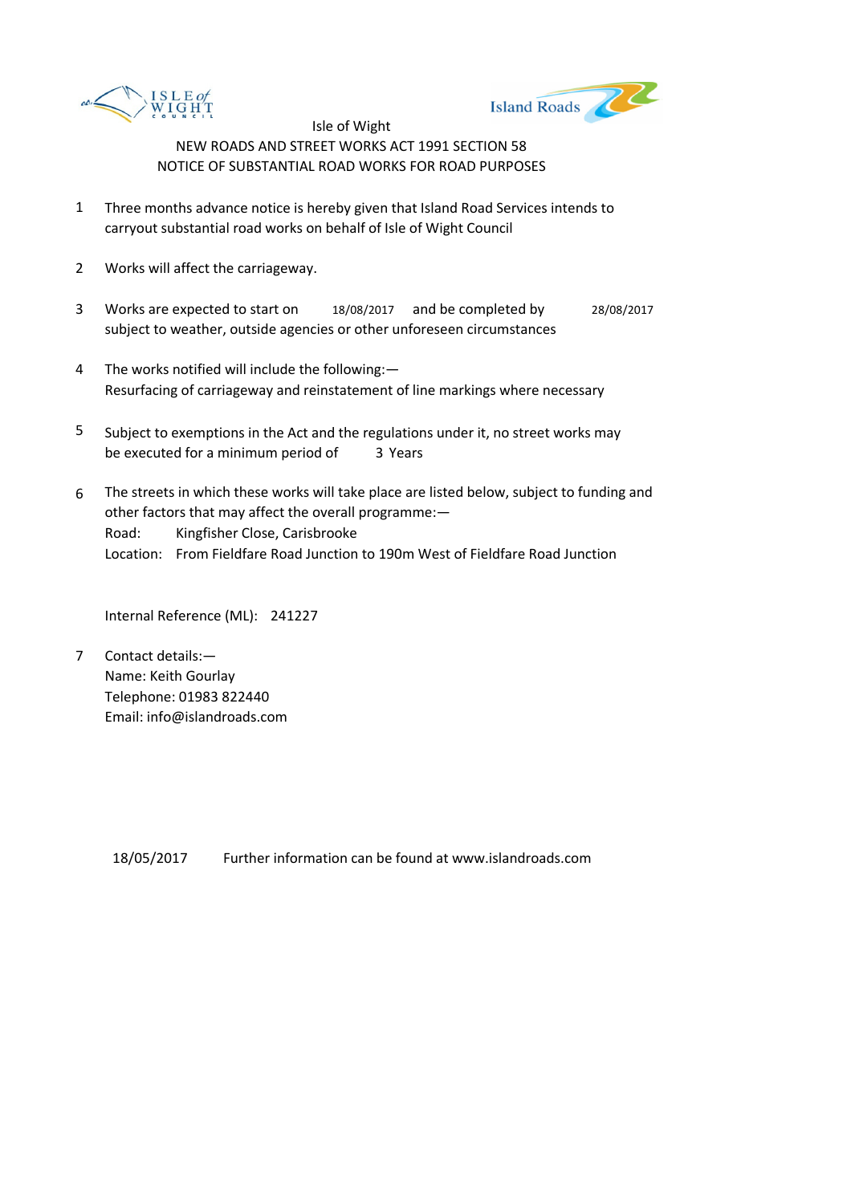Isle of Wight

NEW ROADS AND STREET WORKS ACT 1991 SECTION 58

NOTICE OF SUBSTANTIAL ROAD WORKS FOR ROAD PURPOSES

1. Three months advance notice is hereby given that Island Road Services intends to carryout substantial road works on behalf of Isle of Wight Council

2. Works will affect the carriageway.

3. Works are expected to start on 18/08/2017 and be completed by 28/08/2017 subject to weather, outside agencies or other unforeseen circumstances

4. The works notified will include the following:— Resurfacing of carriageway and reinstatement of line markings where necessary

5. Subject to exemptions in the Act and the regulations under it, no street works may be executed for a minimum period of 3 Years

6. The streets in which these works will take place are listed below, subject to funding and other factors that may affect the overall programme:—
   Road: Kingfisher Close, Carisbrooke
   Location: From Fieldfare Road Junction to 190m West of Fieldfare Road Junction

   Internal Reference (ML): 241227

7. Contact details:—
   Name: Keith Gourlay
   Telephone: 01983 822440
   Email: info@islandroads.com

18/05/2017 Further information can be found at www.islandroads.com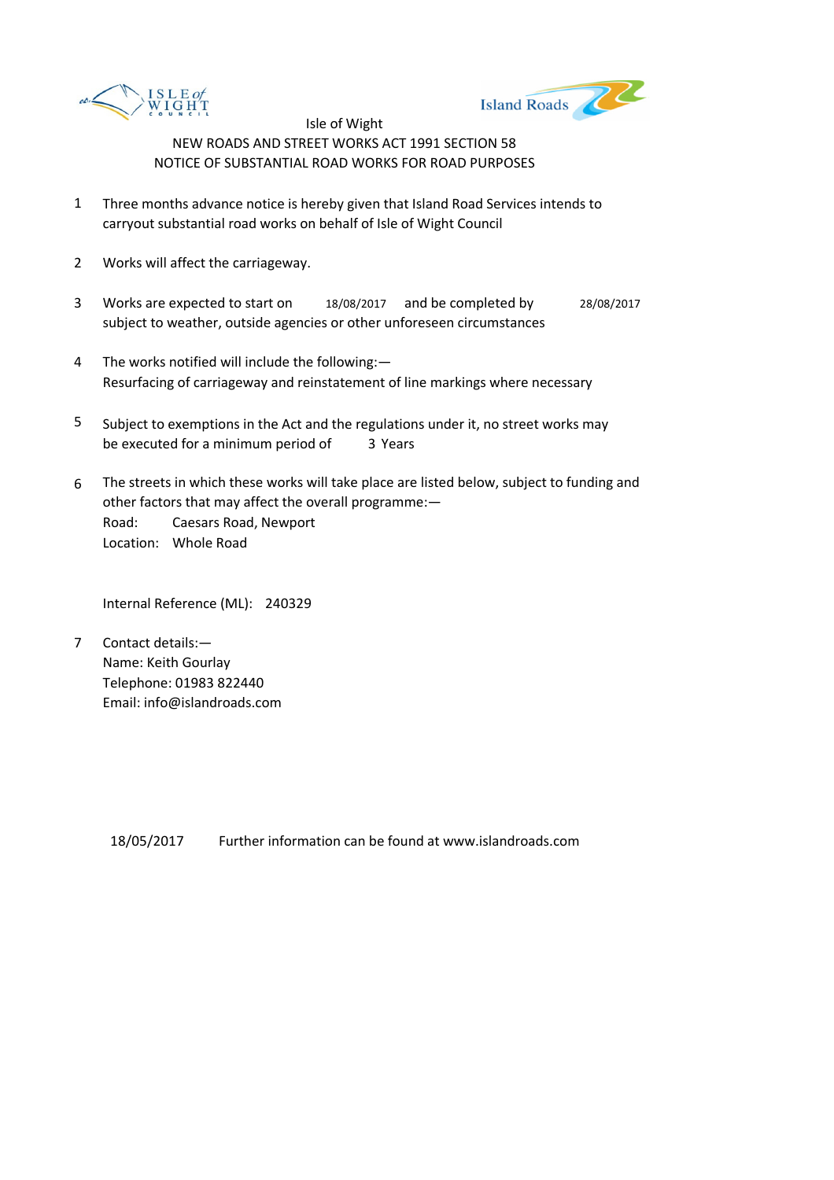Isle of Wight

NEW ROADS AND STREET WORKS ACT 1991 SECTION 58

NOTICE OF SUBSTANTIAL ROAD WORKS FOR ROAD PURPOSES

1. Three months advance notice is hereby given that Island Road Services intends to carryout substantial road works on behalf of Isle of Wight Council

2. Works will affect the carriageway.

3. Works are expected to start on 18/08/2017 and be completed by 28/08/2017 subject to weather, outside agencies or other unforeseen circumstances

4. The works notified will include the following:—
   Resurfacing of carriageway and reinstatement of line markings where necessary

5. Subject to exemptions in the Act and the regulations under it, no street works may be executed for a minimum period of 3 Years

6. The streets in which these works will take place are listed below, subject to funding and other factors that may affect the overall programme:—
   Road: Caesars Road, Newport
   Location: Whole Road

   Internal Reference (ML): 240329

7. Contact details:—
   Name: Keith Gourlay
   Telephone: 01983 822440
   Email: info@islandroads.com

18/05/2017 Further information can be found at www.islandroads.com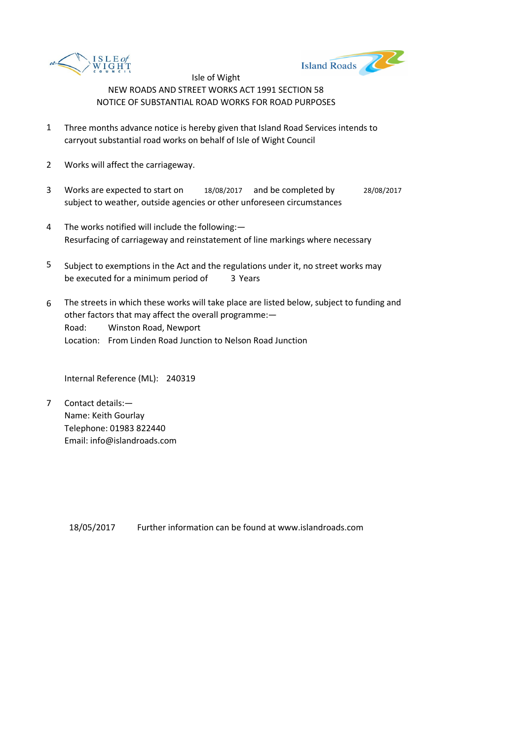Isle of Wight

NEW ROADS AND STREET WORKS ACT 1991 SECTION 58

NOTICE OF SUBSTANTIAL ROAD WORKS FOR ROAD PURPOSES

1. Three months advance notice is hereby given that Island Road Services intends to carryout substantial road works on behalf of Isle of Wight Council

2. Works will affect the carriageway.

3. Works are expected to start on 18/08/2017 and be completed by 28/08/2017 subject to weather, outside agencies or other unforeseen circumstances

4. The works notified will include the following:—
   Resurfacing of carriageway and reinstatement of line markings where necessary

5. Subject to exemptions in the Act and the regulations under it, no street works may be executed for a minimum period of 3 Years

6. The streets in which these works will take place are listed below, subject to funding and other factors that may affect the overall programme:—
   Road: Winston Road, Newport
   Location: From Linden Road Junction to Nelson Road Junction

   Internal Reference (ML): 240319

7. Contact details:—
   Name: Keith Gourlay
   Telephone: 01983 822440
   Email: info@islandroads.com

18/05/2017 Further information can be found at www.islandroads.com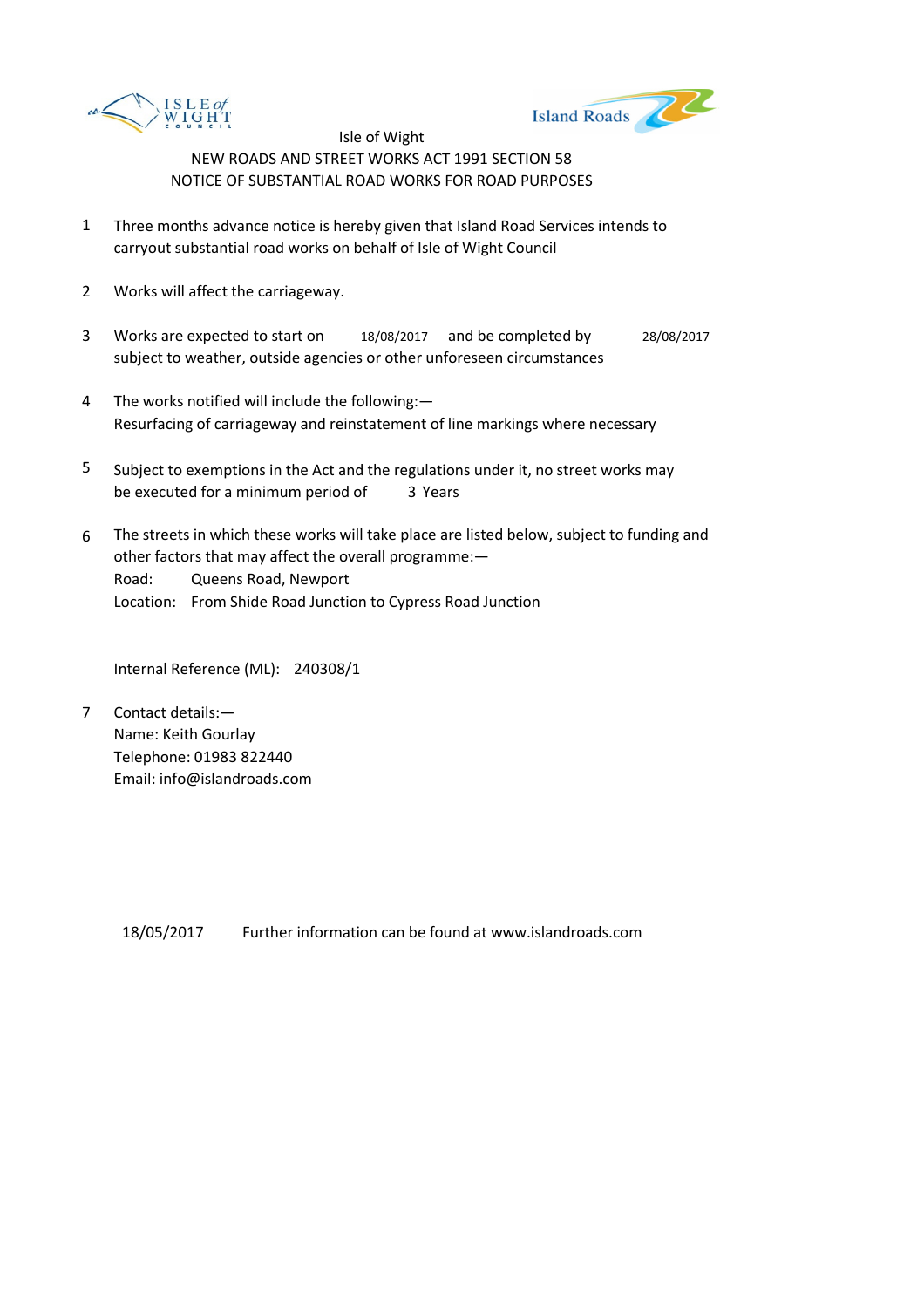Isle of Wight

NEW ROADS AND STREET WORKS ACT 1991 SECTION 58

NOTICE OF SUBSTANTIAL ROAD WORKS FOR ROAD PURPOSES

1. Three months advance notice is hereby given that Island Road Services intends to carryout substantial road works on behalf of Isle of Wight Council

2. Works will affect the carriageway.

3. Works are expected to start on 18/08/2017 and be completed by 28/08/2017 subject to weather, outside agencies or other unforeseen circumstances

4. The works notified will include the following:—
   Resurfacing of carriageway and reinstatement of line markings where necessary

5. Subject to exemptions in the Act and the regulations under it, no street works may be executed for a minimum period of 3 Years

6. The streets in which these works will take place are listed below, subject to funding and other factors that may affect the overall programme:—
   Road: Queens Road, Newport
   Location: From Shide Road Junction to Cypress Road Junction

   Internal Reference (ML): 240308/1

7. Contact details:—
   Name: Keith Gourlay
   Telephone: 01983 822440
   Email: info@islandroads.com

18/05/2017 Further information can be found at www.islandroads.com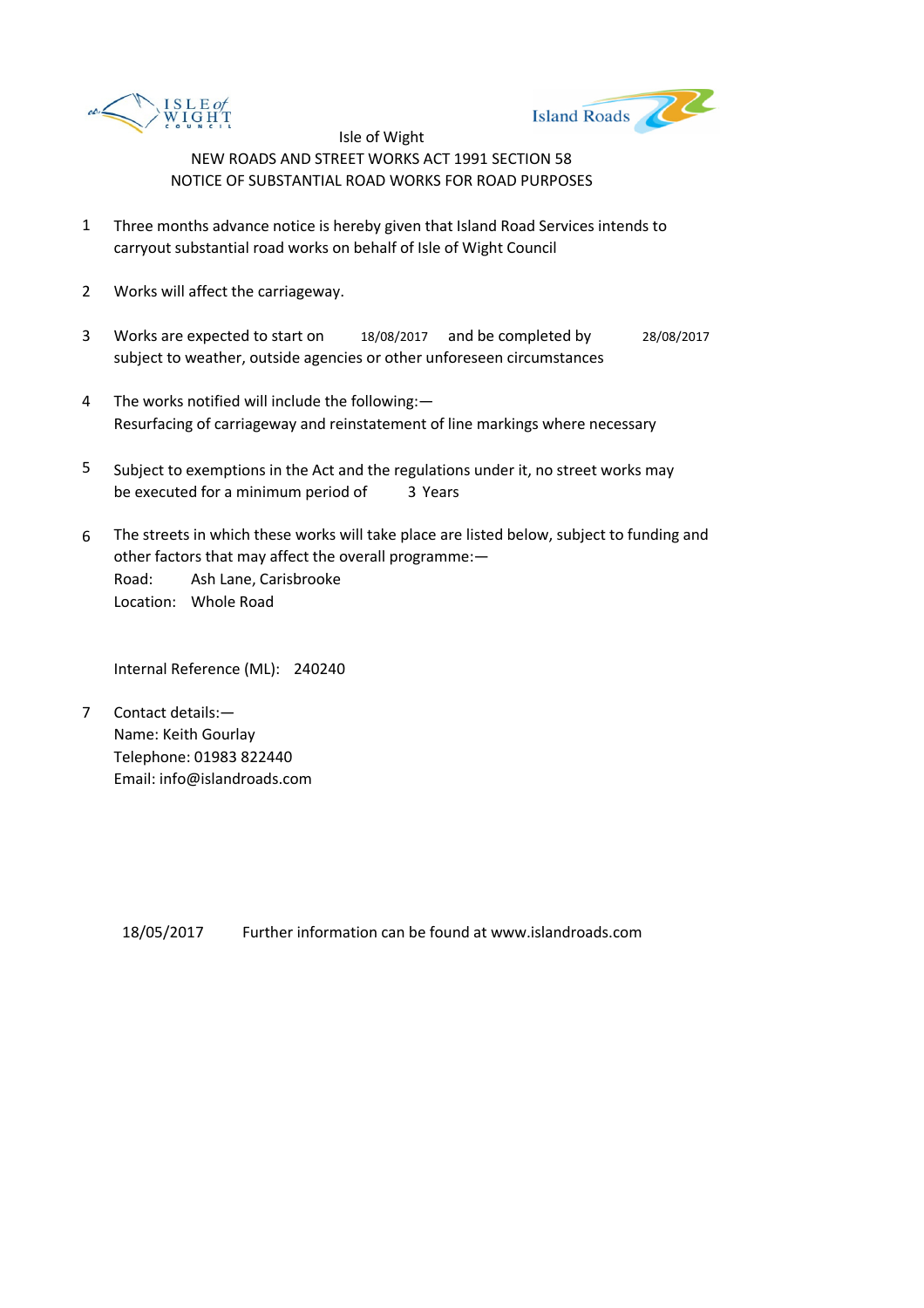Isle of Wight

NEW ROADS AND STREET WORKS ACT 1991 SECTION 58

NOTICE OF SUBSTANTIAL ROAD WORKS FOR ROAD PURPOSES

1. Three months advance notice is hereby given that Island Road Services intends to carryout substantial road works on behalf of Isle of Wight Council

2. Works will affect the carriageway.

3. Works are expected to start on 18/08/2017 and be completed by 28/08/2017 subject to weather, outside agencies or other unforeseen circumstances

4. The works notified will include the following:—
   Resurfacing of carriageway and reinstatement of line markings where necessary

5. Subject to exemptions in the Act and the regulations under it, no street works may be executed for a minimum period of 3 Years

6. The streets in which these works will take place are listed below, subject to funding and other factors that may affect the overall programme:—
   Road: Ash Lane, Carisbrooke
   Location: Whole Road

   Internal Reference (ML): 240240

7. Contact details:—
   Name: Keith Gourlay
   Telephone: 01983 822440
   Email: info@islandroads.com

18/05/2017 Further information can be found at www.islandroads.com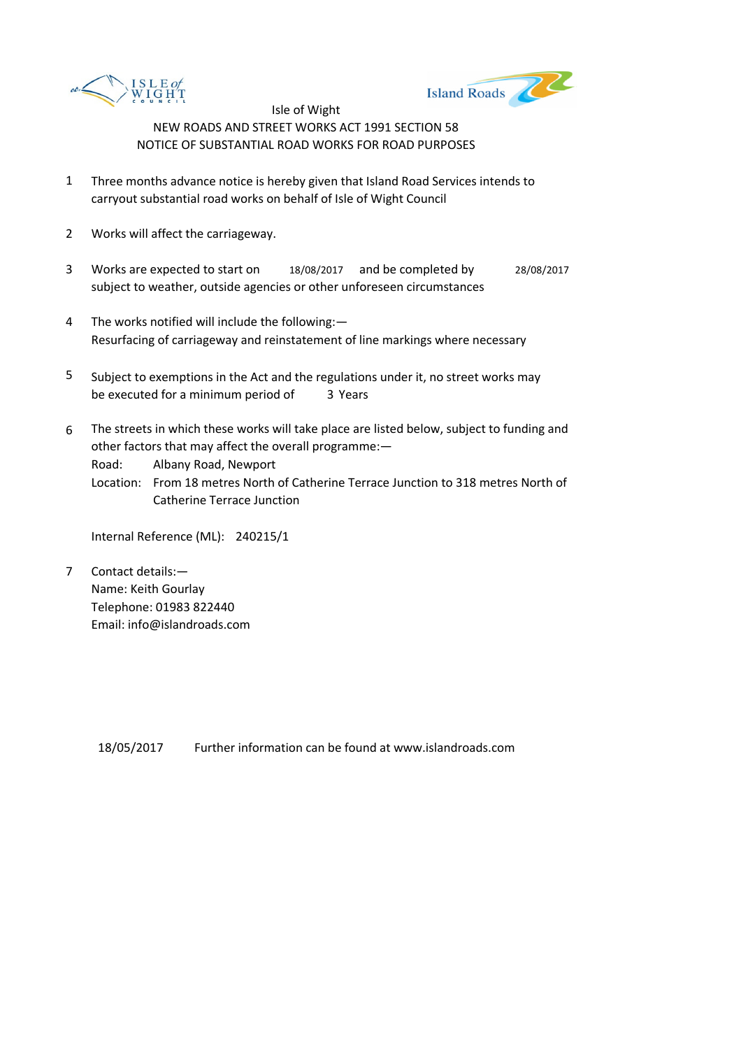Isle of Wight

NEW ROADS AND STREET WORKS ACT 1991 SECTION 58

NOTICE OF SUBSTANTIAL ROAD WORKS FOR ROAD PURPOSES

1. Three months advance notice is hereby given that Island Road Services intends to carryout substantial road works on behalf of Isle of Wight Council

2. Works will affect the carriageway.

3. Works are expected to start on 18/08/2017 and be completed by 28/08/2017 subject to weather, outside agencies or other unforeseen circumstances

4. The works notified will include the following:— Resurfacing of carriageway and reinstatement of line markings where necessary

5. Subject to exemptions in the Act and the regulations under it, no street works may be executed for a minimum period of 3 Years

6. The streets in which these works will take place are listed below, subject to funding and other factors that may affect the overall programme:—
   Road: Albany Road, Newport
   Location: From 18 metres North of Catherine Terrace Junction to 318 metres North of Catherine Terrace Junction

   Internal Reference (ML): 240215/1

7. Contact details:—
   Name: Keith Gourlay
   Telephone: 01983 822440
   Email: info@islandroads.com

18/05/2017 Further information can be found at www.islandroads.com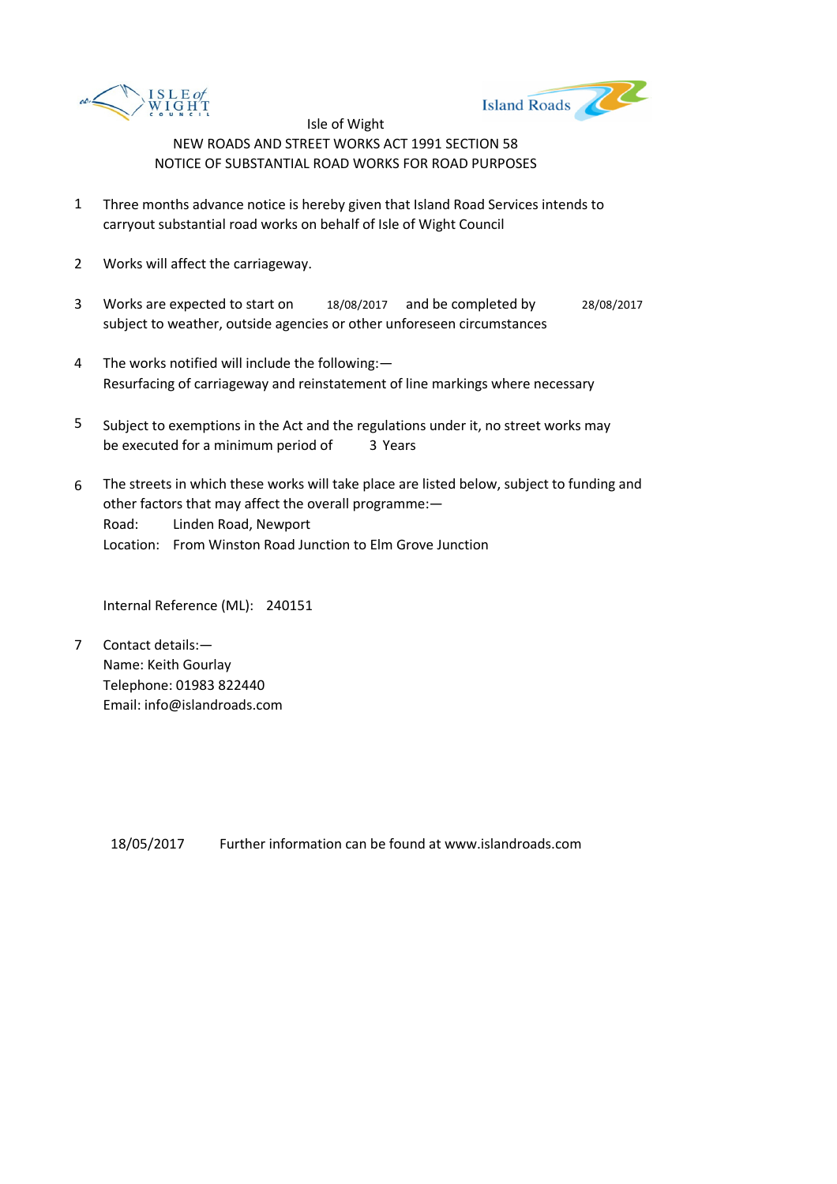Isle of Wight

NEW ROADS AND STREET WORKS ACT 1991 SECTION 58

NOTICE OF SUBSTANTIAL ROAD WORKS FOR ROAD PURPOSES

1. Three months advance notice is hereby given that Island Road Services intends to carryout substantial road works on behalf of Isle of Wight Council

2. Works will affect the carriageway.

3. Works are expected to start on 18/08/2017 and be completed by 28/08/2017 subject to weather, outside agencies or other unforeseen circumstances

4. The works notified will include the following:—
   Resurfacing of carriageway and reinstatement of line markings where necessary

5. Subject to exemptions in the Act and the regulations under it, no street works may be executed for a minimum period of 3 Years

6. The streets in which these works will take place are listed below, subject to funding and other factors that may affect the overall programme:—
   Road: Linden Road, Newport
   Location: From Winston Road Junction to Elm Grove Junction

   Internal Reference (ML): 240151

7. Contact details:—
   Name: Keith Gourlay
   Telephone: 01983 822440
   Email: info@islandroads.com

18/05/2017 Further information can be found at www.islandroads.com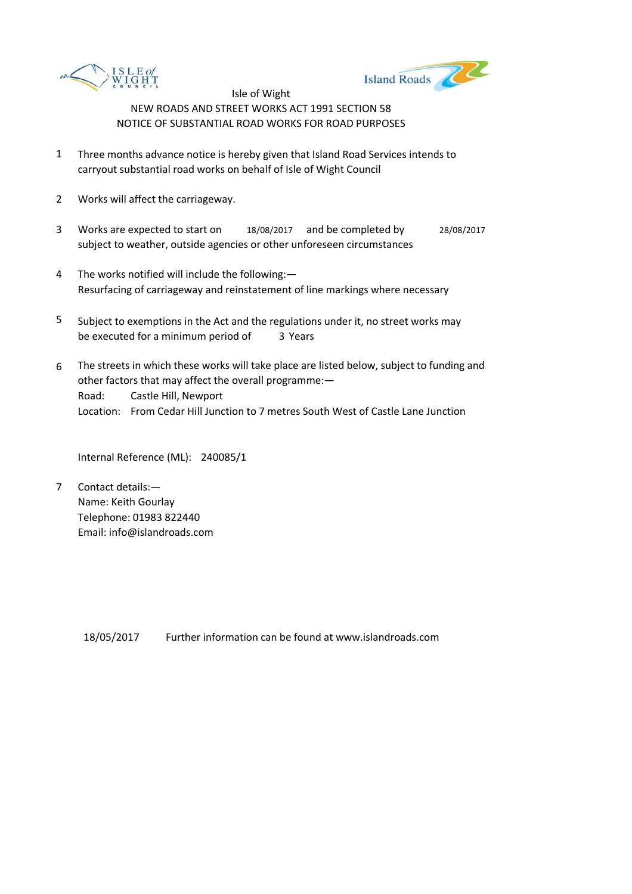Isle of Wight

NEW ROADS AND STREET WORKS ACT 1991 SECTION 58

NOTICE OF SUBSTANTIAL ROAD WORKS FOR ROAD PURPOSES

1 Three months advance notice is hereby given that Island Road Services intends to carryout substantial road works on behalf of Isle of Wight Council

2 Works will affect the carriageway.

3 Works are expected to start on 18/08/2017 and be completed by 28/08/2017 subject to weather, outside agencies or other unforeseen circumstances

4 The works notified will include the following:—
Resurfacing of carriageway and reinstatement of line markings where necessary

5 Subject to exemptions in the Act and the regulations under it, no street works may be executed for a minimum period of 3 Years

6 The streets in which these works will take place are listed below, subject to funding and other factors that may affect the overall programme:—
Road: Castle Hill, Newport
Location: From Cedar Hill Junction to 7 metres South West of Castle Lane Junction

Internal Reference (ML): 240085/1

7 Contact details:—
Name: Keith Gourlay
Telephone: 01983 822440
Email: info@islandroads.com

18/05/2017 Further information can be found at www.islandroads.com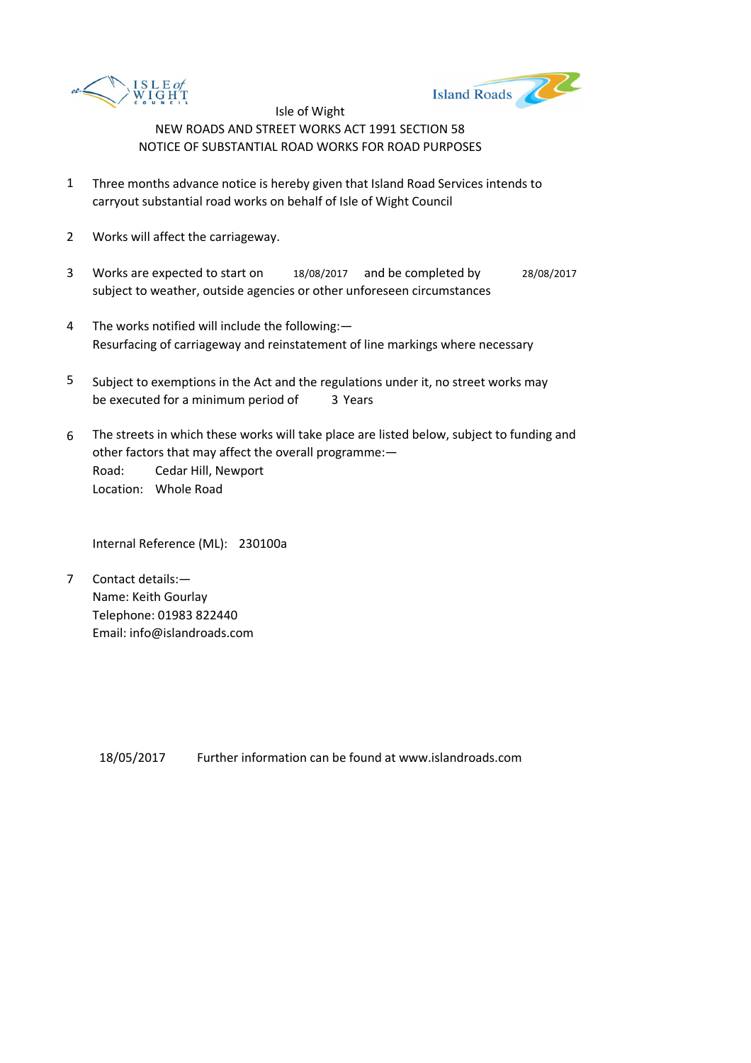Isle of Wight

NEW ROADS AND STREET WORKS ACT 1991 SECTION 58

NOTICE OF SUBSTANTIAL ROAD WORKS FOR ROAD PURPOSES

1. Three months advance notice is hereby given that Island Road Services intends to carryout substantial road works on behalf of Isle of Wight Council

2. Works will affect the carriageway.

3. Works are expected to start on 18/08/2017 and be completed by 28/08/2017 subject to weather, outside agencies or other unforeseen circumstances

4. The works notified will include the following:—
   Resurfacing of carriageway and reinstatement of line markings where necessary

5. Subject to exemptions in the Act and the regulations under it, no street works may be executed for a minimum period of 3 Years

6. The streets in which these works will take place are listed below, subject to funding and other factors that may affect the overall programme:—
   Road: Cedar Hill, Newport
   Location: Whole Road

   Internal Reference (ML): 230100a

7. Contact details:—
   Name: Keith Gourlay
   Telephone: 01983 822440
   Email: info@islandroads.com

18/05/2017 Further information can be found at www.islandroads.com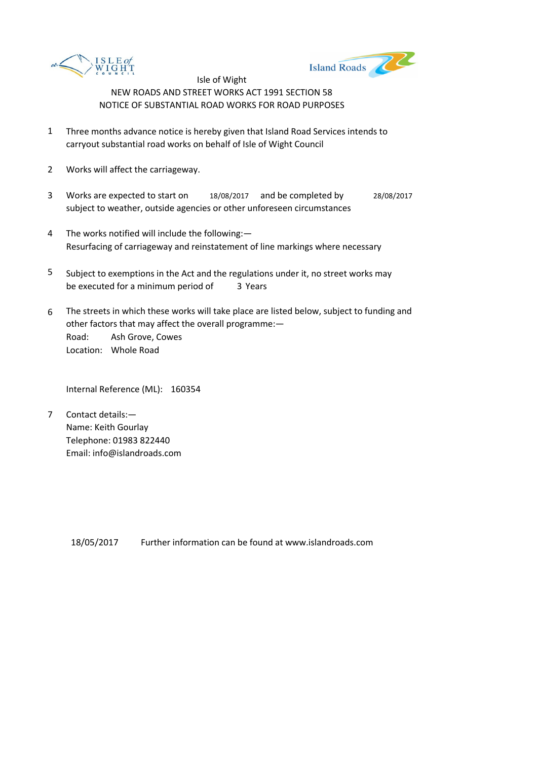Isle of Wight

NEW ROADS AND STREET WORKS ACT 1991 SECTION 58

NOTICE OF SUBSTANTIAL ROAD WORKS FOR ROAD PURPOSES

1. Three months advance notice is hereby given that Island Road Services intends to carryout substantial road works on behalf of Isle of Wight Council

2. Works will affect the carriageway.

3. Works are expected to start on 18/08/2017 and be completed by 28/08/2017 subject to weather, outside agencies or other unforeseen circumstances

4. The works notified will include the following:— Resurfacing of carriageway and reinstatement of line markings where necessary

5. Subject to exemptions in the Act and the regulations under it, no street works may be executed for a minimum period of 3 Years

6. The streets in which these works will take place are listed below, subject to funding and other factors that may affect the overall programme:—
   Road: Ash Grove, Cowes
   Location: Whole Road

   Internal Reference (ML): 160354

7. Contact details:—
   Name: Keith Gourlay
   Telephone: 01983 822440
   Email: info@islandroads.com

18/05/2017 Further information can be found at www.islandroads.com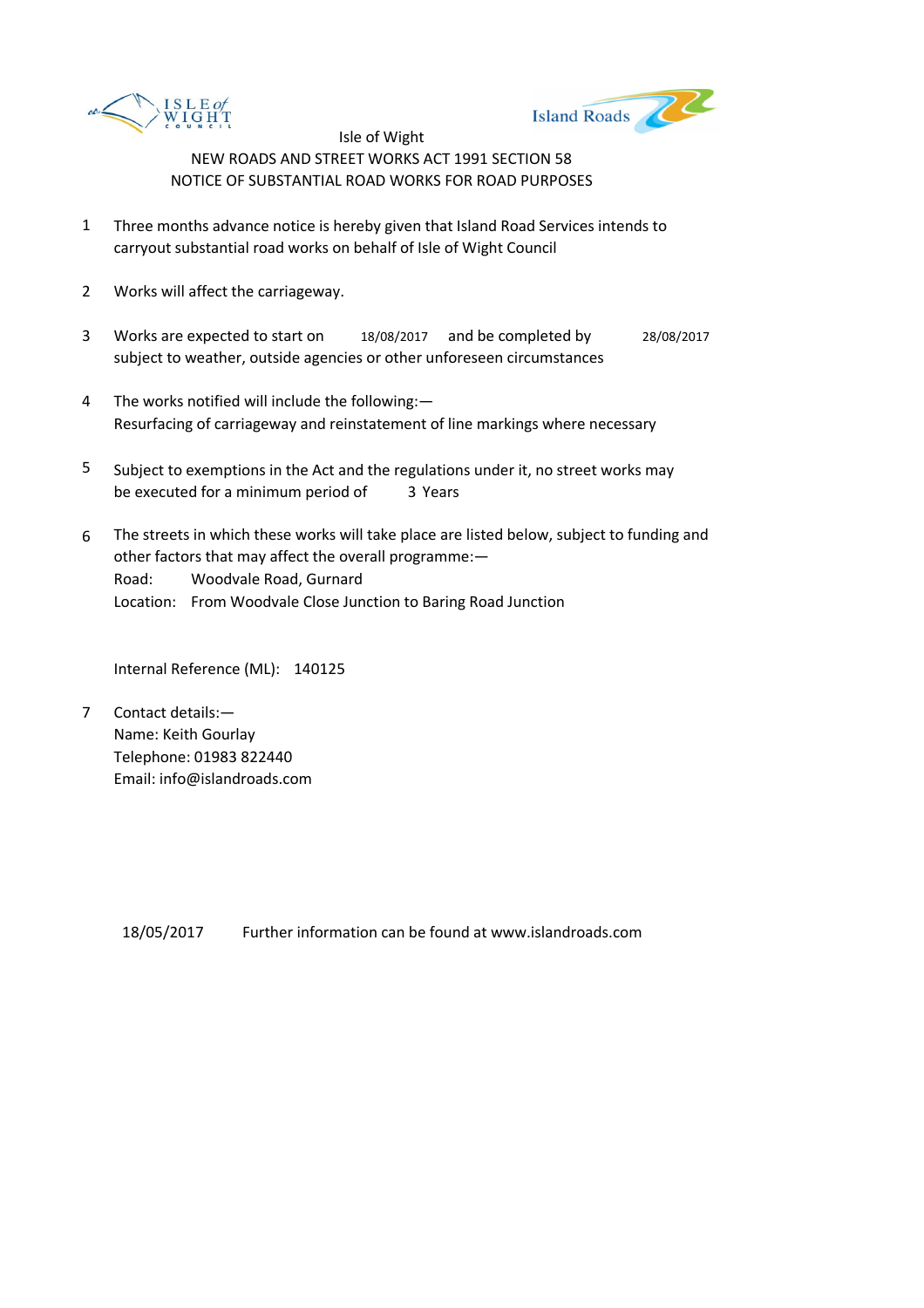Isle of Wight

NEW ROADS AND STREET WORKS ACT 1991 SECTION 58

NOTICE OF SUBSTANTIAL ROAD WORKS FOR ROAD PURPOSES

1. Three months advance notice is hereby given that Island Road Services intends to carryout substantial road works on behalf of Isle of Wight Council

2. Works will affect the carriageway.

3. Works are expected to start on 18/08/2017 and be completed by 28/08/2017 subject to weather, outside agencies or other unforeseen circumstances

4. The works notified will include the following:—
   Resurfacing of carriageway and reinstatement of line markings where necessary

5. Subject to exemptions in the Act and the regulations under it, no street works may be executed for a minimum period of 3 Years

6. The streets in which these works will take place are listed below, subject to funding and other factors that may affect the overall programme:—
   Road: Woodvale Road, Gurnard
   Location: From Woodvale Close Junction to Baring Road Junction

   Internal Reference (ML): 140125

7. Contact details:—
   Name: Keith Gourlay
   Telephone: 01983 822440
   Email: info@islandroads.com

18/05/2017 Further information can be found at www.islandroads.com